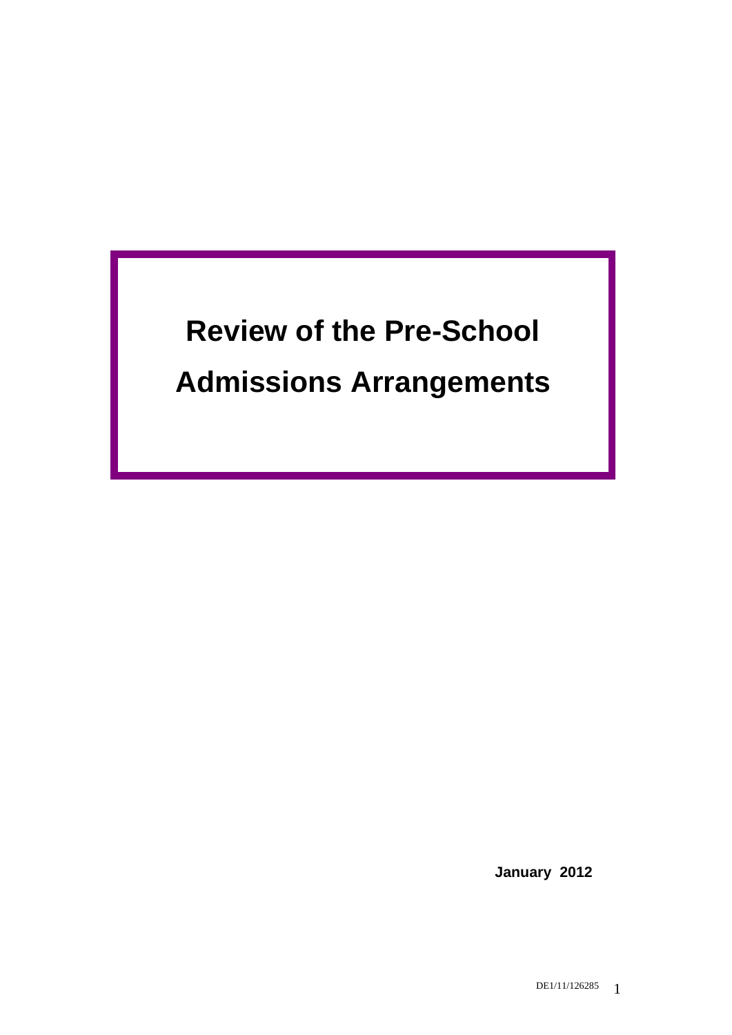# Review of the Pre-School Admissions Arrangements

**January 2012**

DE1/11/126285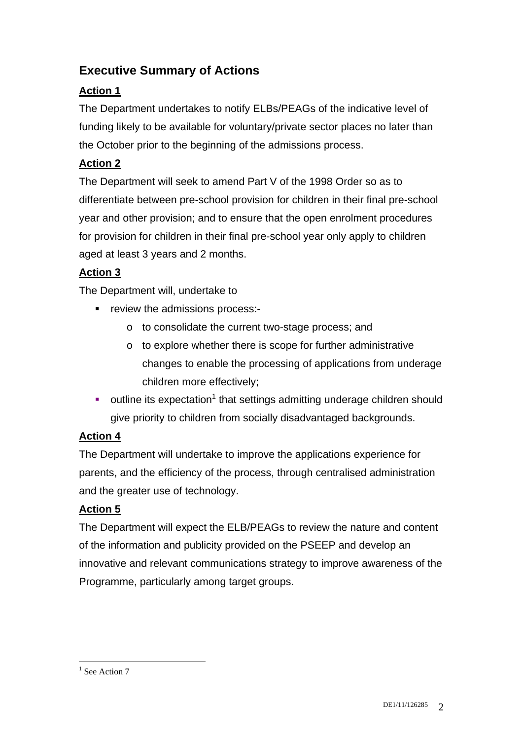## Executive Summary of Actions

**Action 1**

The Department undertakes to notify ELBs/PEAGs of the indicative level of funding likely to be available for voluntary/private sector places no later than the October prior to the beginning of the admissions process.

**Action 2**

The Department will seek to amend Part V of the 1998 Order so as to differentiate between pre-school provision for children in their final pre-school year and other provision; and to ensure that the open enrolment procedures for provision for children in their final pre-school year only apply to children aged at least 3 years and 2 months.

**Action 3**

The Department will, undertake to

- review the admissions process:-
  - to consolidate the current two-stage process; and
  - to explore whether there is scope for further administrative changes to enable the processing of applications from underage children more effectively;
- outline its expectation[1] that settings admitting underage children should give priority to children from socially disadvantaged backgrounds.

**Action 4**

The Department will undertake to improve the applications experience for parents, and the efficiency of the process, through centralised administration and the greater use of technology.

**Action 5**

The Department will expect the ELB/PEAGs to review the nature and content of the information and publicity provided on the PSEEP and develop an innovative and relevant communications strategy to improve awareness of the Programme, particularly among target groups.

[1] See Action 7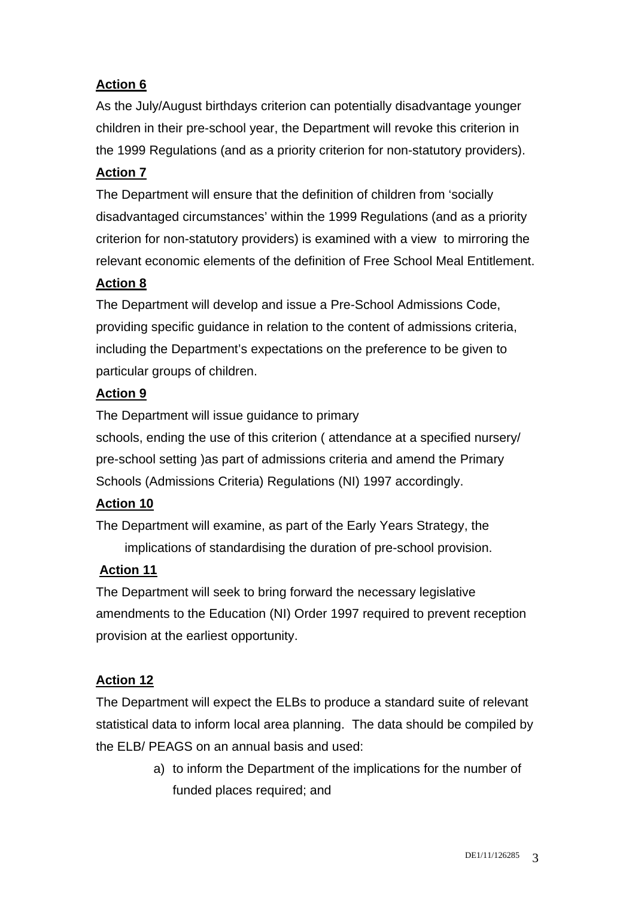**Action 6**

As the July/August birthdays criterion can potentially disadvantage younger children in their pre-school year, the Department will revoke this criterion in the 1999 Regulations (and as a priority criterion for non-statutory providers).

**Action 7**

The Department will ensure that the definition of children from 'socially disadvantaged circumstances' within the 1999 Regulations (and as a priority criterion for non-statutory providers) is examined with a view to mirroring the relevant economic elements of the definition of Free School Meal Entitlement.

**Action 8**

The Department will develop and issue a Pre-School Admissions Code, providing specific guidance in relation to the content of admissions criteria, including the Department's expectations on the preference to be given to particular groups of children.

**Action 9**

The Department will issue guidance to primary schools, ending the use of this criterion ( attendance at a specified nursery/ pre-school setting )as part of admissions criteria and amend the Primary Schools (Admissions Criteria) Regulations (NI) 1997 accordingly.

**Action 10**

The Department will examine, as part of the Early Years Strategy, the implications of standardising the duration of pre-school provision.

**Action 11**

The Department will seek to bring forward the necessary legislative amendments to the Education (NI) Order 1997 required to prevent reception provision at the earliest opportunity.

**Action 12**

The Department will expect the ELBs to produce a standard suite of relevant statistical data to inform local area planning. The data should be compiled by the ELB/ PEAGS on an annual basis and used:

a) to inform the Department of the implications for the number of funded places required; and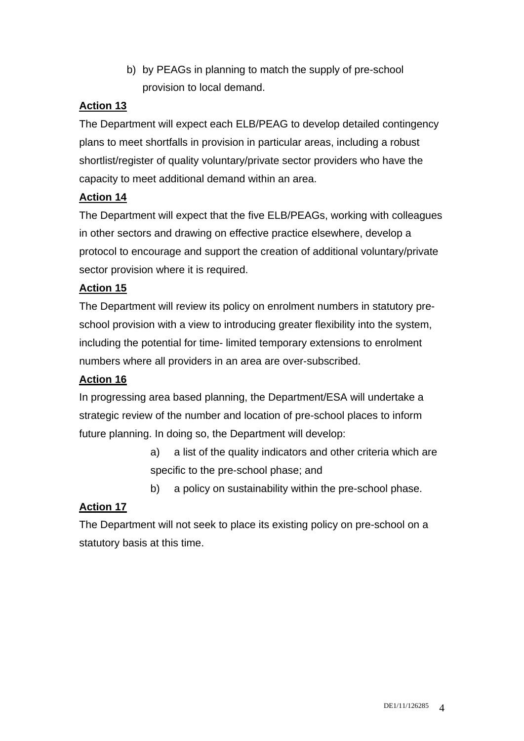b) by PEAGs in planning to match the supply of pre-school provision to local demand.

**Action 13**

The Department will expect each ELB/PEAG to develop detailed contingency plans to meet shortfalls in provision in particular areas, including a robust shortlist/register of quality voluntary/private sector providers who have the capacity to meet additional demand within an area.

**Action 14**

The Department will expect that the five ELB/PEAGs, working with colleagues in other sectors and drawing on effective practice elsewhere, develop a protocol to encourage and support the creation of additional voluntary/private sector provision where it is required.

**Action 15**

The Department will review its policy on enrolment numbers in statutory pre-school provision with a view to introducing greater flexibility into the system, including the potential for time- limited temporary extensions to enrolment numbers where all providers in an area are over-subscribed.

**Action 16**

In progressing area based planning, the Department/ESA will undertake a strategic review of the number and location of pre-school places to inform future planning. In doing so, the Department will develop:

a) a list of the quality indicators and other criteria which are specific to the pre-school phase; and

b) a policy on sustainability within the pre-school phase.

**Action 17**

The Department will not seek to place its existing policy on pre-school on a statutory basis at this time.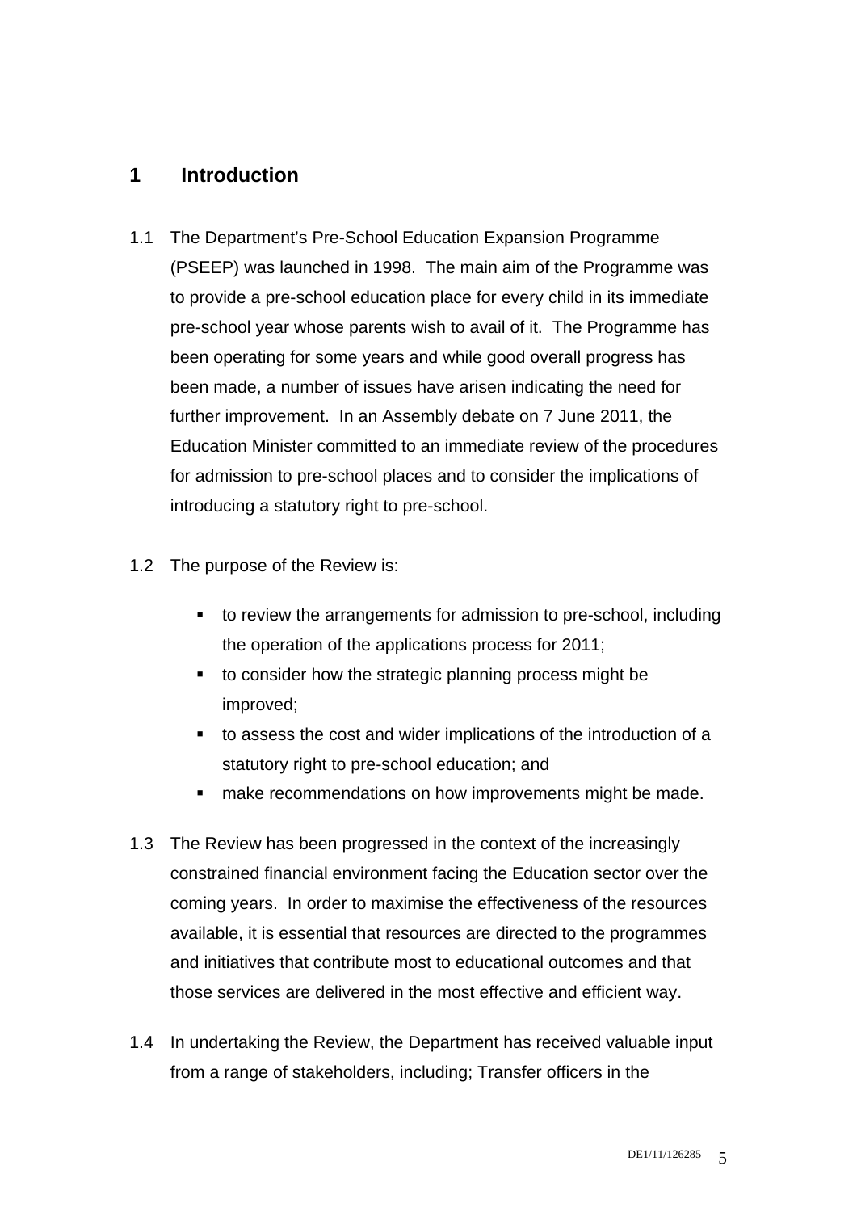# 1 Introduction

1.1 The Department's Pre-School Education Expansion Programme (PSEEP) was launched in 1998. The main aim of the Programme was to provide a pre-school education place for every child in its immediate pre-school year whose parents wish to avail of it. The Programme has been operating for some years and while good overall progress has been made, a number of issues have arisen indicating the need for further improvement. In an Assembly debate on 7 June 2011, the Education Minister committed to an immediate review of the procedures for admission to pre-school places and to consider the implications of introducing a statutory right to pre-school.

1.2 The purpose of the Review is:

- to review the arrangements for admission to pre-school, including the operation of the applications process for 2011;
- to consider how the strategic planning process might be improved;
- to assess the cost and wider implications of the introduction of a statutory right to pre-school education; and
- make recommendations on how improvements might be made.

1.3 The Review has been progressed in the context of the increasingly constrained financial environment facing the Education sector over the coming years. In order to maximise the effectiveness of the resources available, it is essential that resources are directed to the programmes and initiatives that contribute most to educational outcomes and that those services are delivered in the most effective and efficient way.

1.4 In undertaking the Review, the Department has received valuable input from a range of stakeholders, including; Transfer officers in the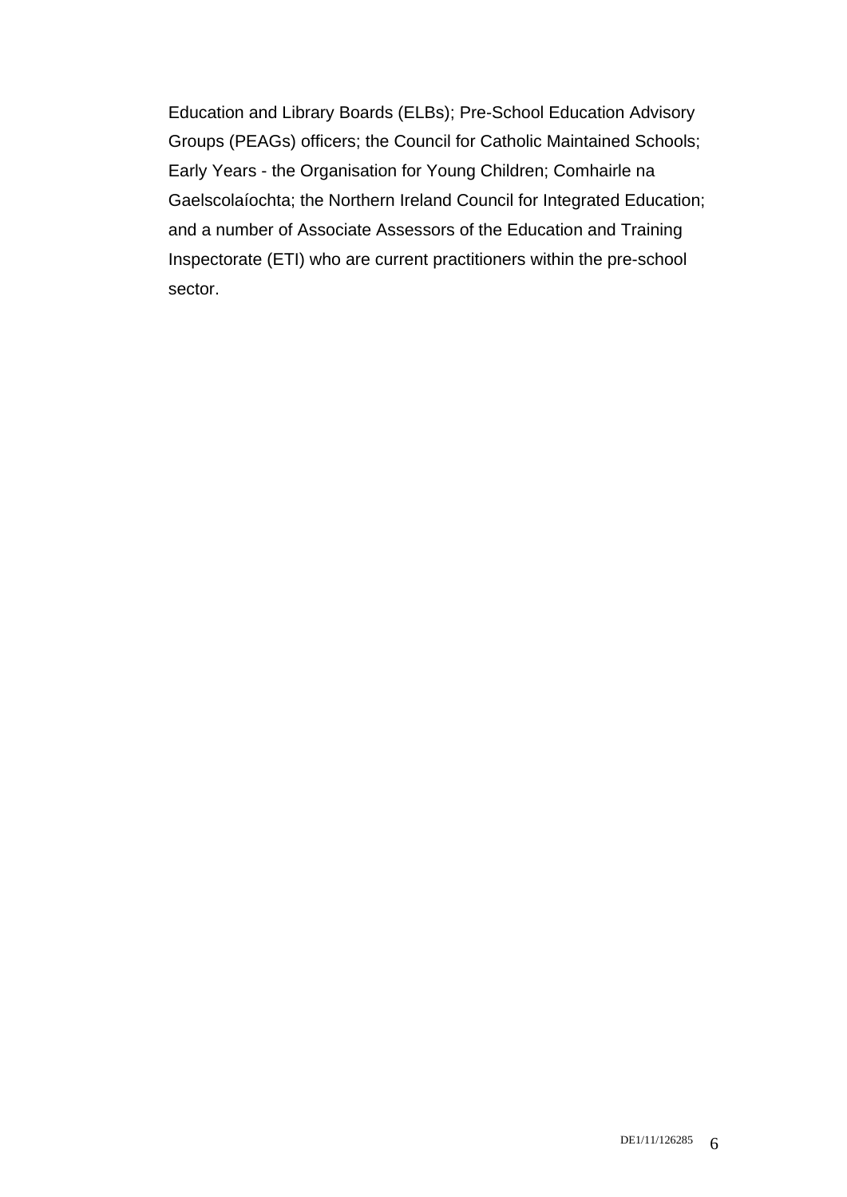Education and Library Boards (ELBs); Pre-School Education Advisory Groups (PEAGs) officers; the Council for Catholic Maintained Schools; Early Years - the Organisation for Young Children; Comhairle na Gaelscolaíochta; the Northern Ireland Council for Integrated Education; and a number of Associate Assessors of the Education and Training Inspectorate (ETI) who are current practitioners within the pre-school sector.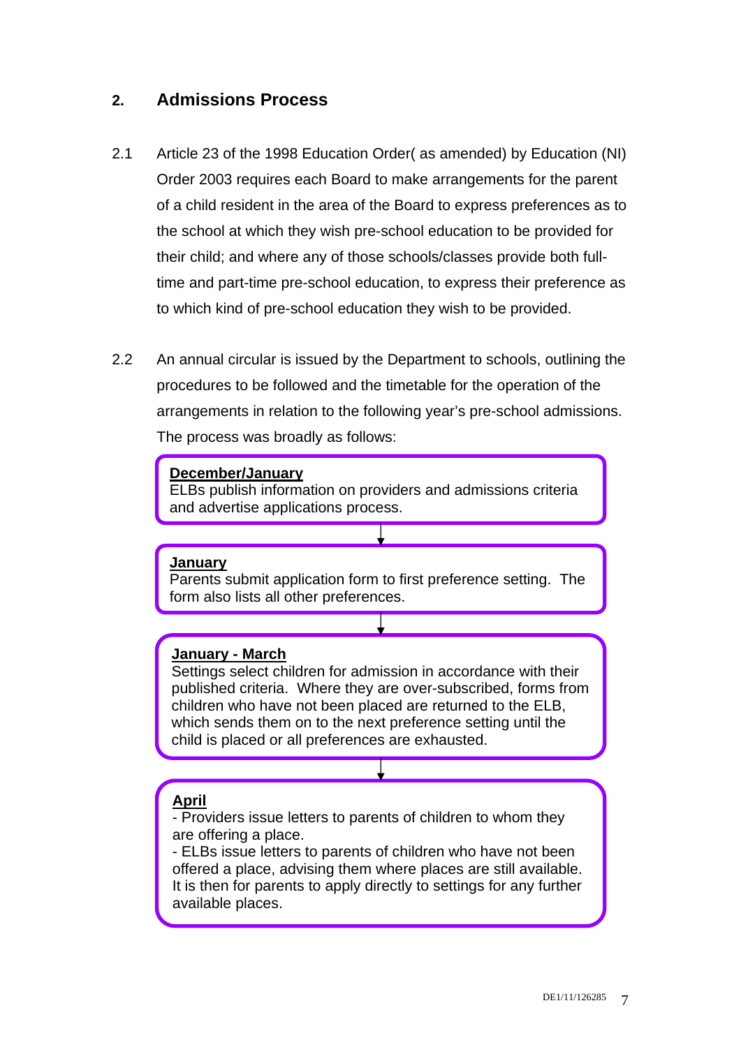## 2. Admissions Process

2.1 Article 23 of the 1998 Education Order( as amended) by Education (NI) Order 2003 requires each Board to make arrangements for the parent of a child resident in the area of the Board to express preferences as to the school at which they wish pre-school education to be provided for their child; and where any of those schools/classes provide both full-time and part-time pre-school education, to express their preference as to which kind of pre-school education they wish to be provided.

2.2 An annual circular is issued by the Department to schools, outlining the procedures to be followed and the timetable for the operation of the arrangements in relation to the following year's pre-school admissions. The process was broadly as follows:

**December/January**
ELBs publish information on providers and admissions criteria and advertise applications process.

↓

**January**
Parents submit application form to first preference setting. The form also lists all other preferences.

↓

**January - March**
Settings select children for admission in accordance with their published criteria. Where they are over-subscribed, forms from children who have not been placed are returned to the ELB, which sends them on to the next preference setting until the child is placed or all preferences are exhausted.

↓

**April**
- Providers issue letters to parents of children to whom they are offering a place.
- ELBs issue letters to parents of children who have not been offered a place, advising them where places are still available. It is then for parents to apply directly to settings for any further available places.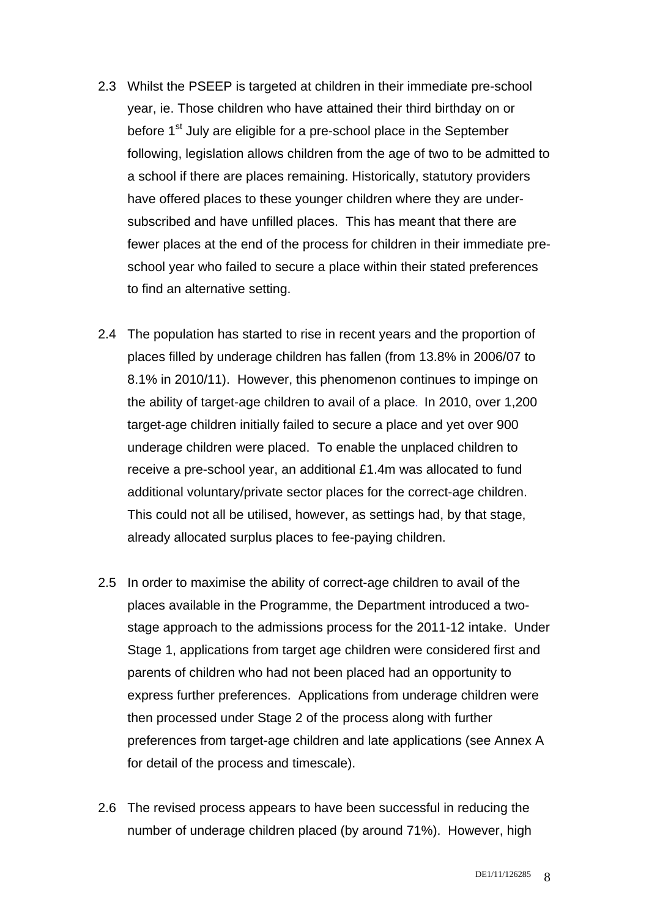2.3 Whilst the PSEEP is targeted at children in their immediate pre-school year, ie. Those children who have attained their third birthday on or before 1st July are eligible for a pre-school place in the September following, legislation allows children from the age of two to be admitted to a school if there are places remaining. Historically, statutory providers have offered places to these younger children where they are under-subscribed and have unfilled places. This has meant that there are fewer places at the end of the process for children in their immediate pre-school year who failed to secure a place within their stated preferences to find an alternative setting.

2.4 The population has started to rise in recent years and the proportion of places filled by underage children has fallen (from 13.8% in 2006/07 to 8.1% in 2010/11). However, this phenomenon continues to impinge on the ability of target-age children to avail of a place. In 2010, over 1,200 target-age children initially failed to secure a place and yet over 900 underage children were placed. To enable the unplaced children to receive a pre-school year, an additional £1.4m was allocated to fund additional voluntary/private sector places for the correct-age children. This could not all be utilised, however, as settings had, by that stage, already allocated surplus places to fee-paying children.

2.5 In order to maximise the ability of correct-age children to avail of the places available in the Programme, the Department introduced a two-stage approach to the admissions process for the 2011-12 intake. Under Stage 1, applications from target age children were considered first and parents of children who had not been placed had an opportunity to express further preferences. Applications from underage children were then processed under Stage 2 of the process along with further preferences from target-age children and late applications (see Annex A for detail of the process and timescale).

2.6 The revised process appears to have been successful in reducing the number of underage children placed (by around 71%). However, high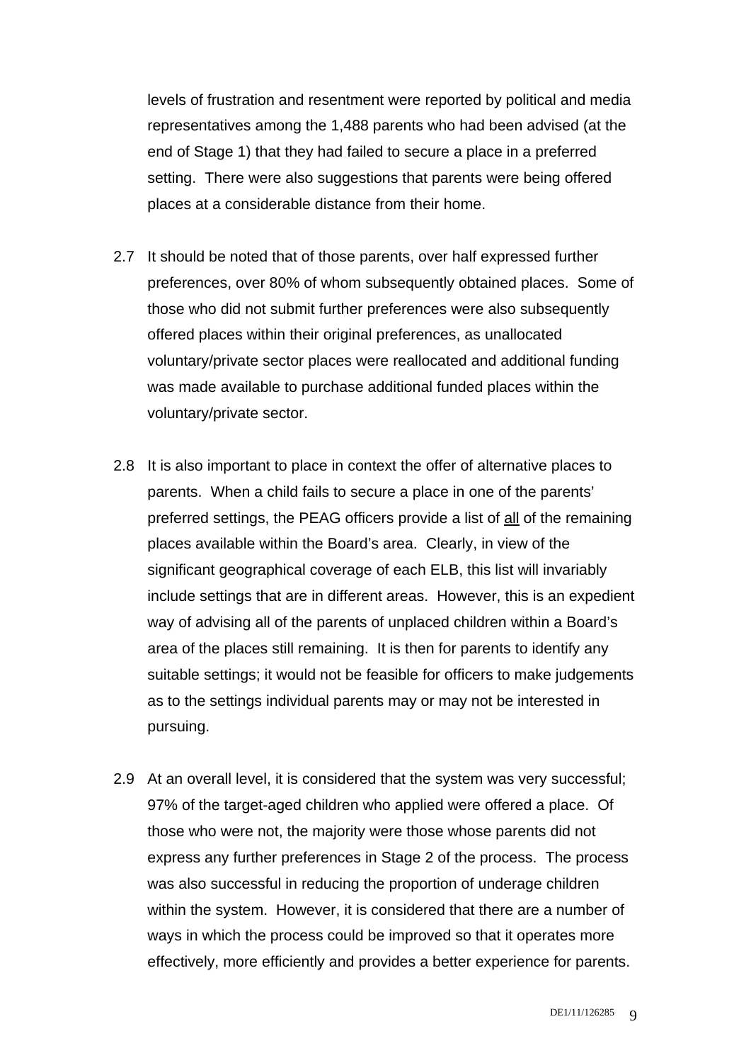levels of frustration and resentment were reported by political and media representatives among the 1,488 parents who had been advised (at the end of Stage 1) that they had failed to secure a place in a preferred setting. There were also suggestions that parents were being offered places at a considerable distance from their home.

2.7 It should be noted that of those parents, over half expressed further preferences, over 80% of whom subsequently obtained places. Some of those who did not submit further preferences were also subsequently offered places within their original preferences, as unallocated voluntary/private sector places were reallocated and additional funding was made available to purchase additional funded places within the voluntary/private sector.

2.8 It is also important to place in context the offer of alternative places to parents. When a child fails to secure a place in one of the parents' preferred settings, the PEAG officers provide a list of <u>all</u> of the remaining places available within the Board's area. Clearly, in view of the significant geographical coverage of each ELB, this list will invariably include settings that are in different areas. However, this is an expedient way of advising all of the parents of unplaced children within a Board's area of the places still remaining. It is then for parents to identify any suitable settings; it would not be feasible for officers to make judgements as to the settings individual parents may or may not be interested in pursuing.

2.9 At an overall level, it is considered that the system was very successful; 97% of the target-aged children who applied were offered a place. Of those who were not, the majority were those whose parents did not express any further preferences in Stage 2 of the process. The process was also successful in reducing the proportion of underage children within the system. However, it is considered that there are a number of ways in which the process could be improved so that it operates more effectively, more efficiently and provides a better experience for parents.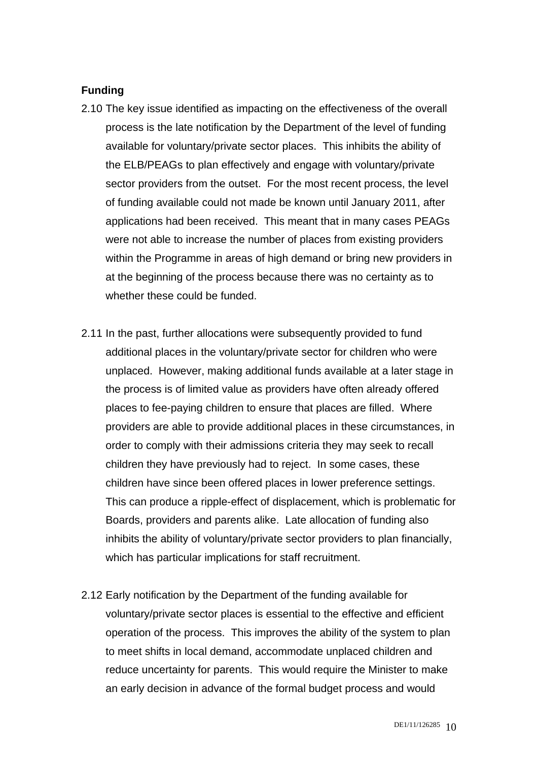**Funding**

2.10 The key issue identified as impacting on the effectiveness of the overall process is the late notification by the Department of the level of funding available for voluntary/private sector places. This inhibits the ability of the ELB/PEAGs to plan effectively and engage with voluntary/private sector providers from the outset. For the most recent process, the level of funding available could not made be known until January 2011, after applications had been received. This meant that in many cases PEAGs were not able to increase the number of places from existing providers within the Programme in areas of high demand or bring new providers in at the beginning of the process because there was no certainty as to whether these could be funded.

2.11 In the past, further allocations were subsequently provided to fund additional places in the voluntary/private sector for children who were unplaced. However, making additional funds available at a later stage in the process is of limited value as providers have often already offered places to fee-paying children to ensure that places are filled. Where providers are able to provide additional places in these circumstances, in order to comply with their admissions criteria they may seek to recall children they have previously had to reject. In some cases, these children have since been offered places in lower preference settings. This can produce a ripple-effect of displacement, which is problematic for Boards, providers and parents alike. Late allocation of funding also inhibits the ability of voluntary/private sector providers to plan financially, which has particular implications for staff recruitment.

2.12 Early notification by the Department of the funding available for voluntary/private sector places is essential to the effective and efficient operation of the process. This improves the ability of the system to plan to meet shifts in local demand, accommodate unplaced children and reduce uncertainty for parents. This would require the Minister to make an early decision in advance of the formal budget process and would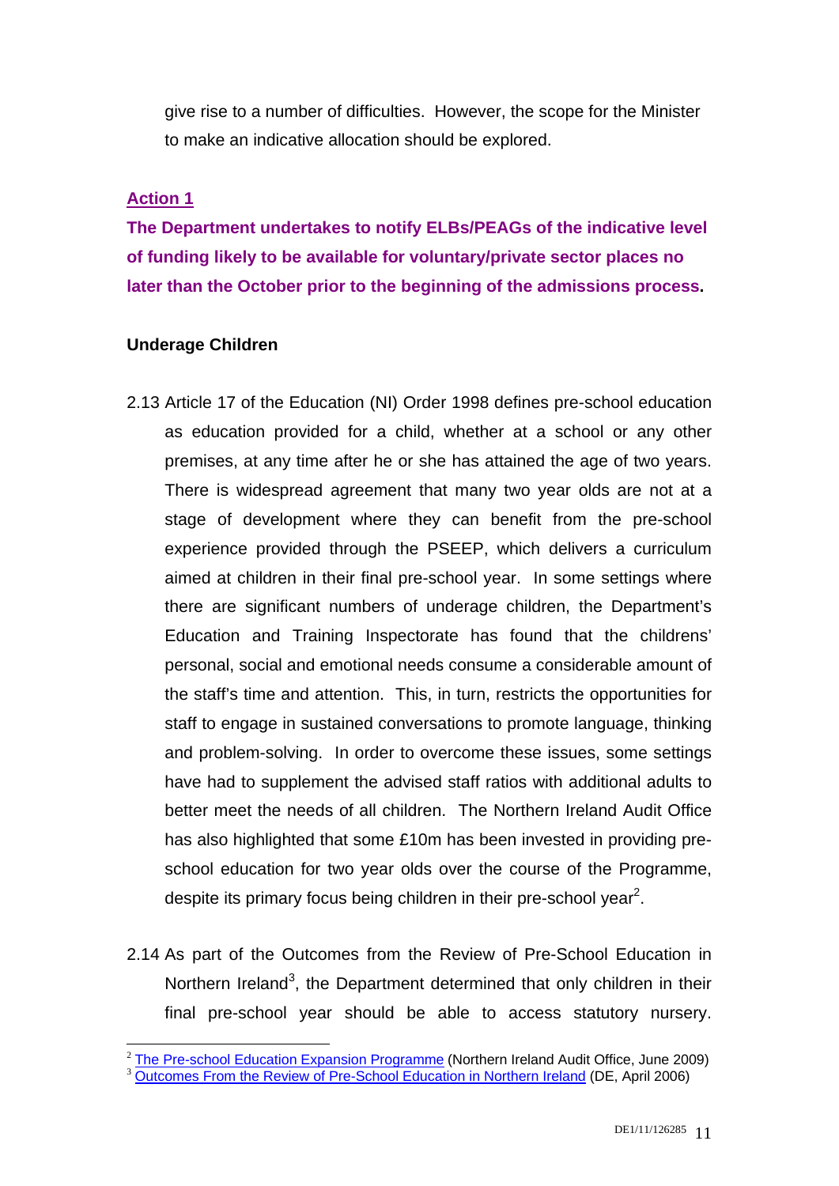give rise to a number of difficulties. However, the scope for the Minister to make an indicative allocation should be explored.

**Action 1**

**The Department undertakes to notify ELBs/PEAGs of the indicative level of funding likely to be available for voluntary/private sector places no later than the October prior to the beginning of the admissions process.**

**Underage Children**

2.13 Article 17 of the Education (NI) Order 1998 defines pre-school education as education provided for a child, whether at a school or any other premises, at any time after he or she has attained the age of two years. There is widespread agreement that many two year olds are not at a stage of development where they can benefit from the pre-school experience provided through the PSEEP, which delivers a curriculum aimed at children in their final pre-school year. In some settings where there are significant numbers of underage children, the Department's Education and Training Inspectorate has found that the childrens' personal, social and emotional needs consume a considerable amount of the staff's time and attention. This, in turn, restricts the opportunities for staff to engage in sustained conversations to promote language, thinking and problem-solving. In order to overcome these issues, some settings have had to supplement the advised staff ratios with additional adults to better meet the needs of all children. The Northern Ireland Audit Office has also highlighted that some £10m has been invested in providing pre-school education for two year olds over the course of the Programme, despite its primary focus being children in their pre-school year[2].

2.14 As part of the Outcomes from the Review of Pre-School Education in Northern Ireland[3], the Department determined that only children in their final pre-school year should be able to access statutory nursery.

---

[2] The Pre-school Education Expansion Programme (Northern Ireland Audit Office, June 2009)

[3] Outcomes From the Review of Pre-School Education in Northern Ireland (DE, April 2006)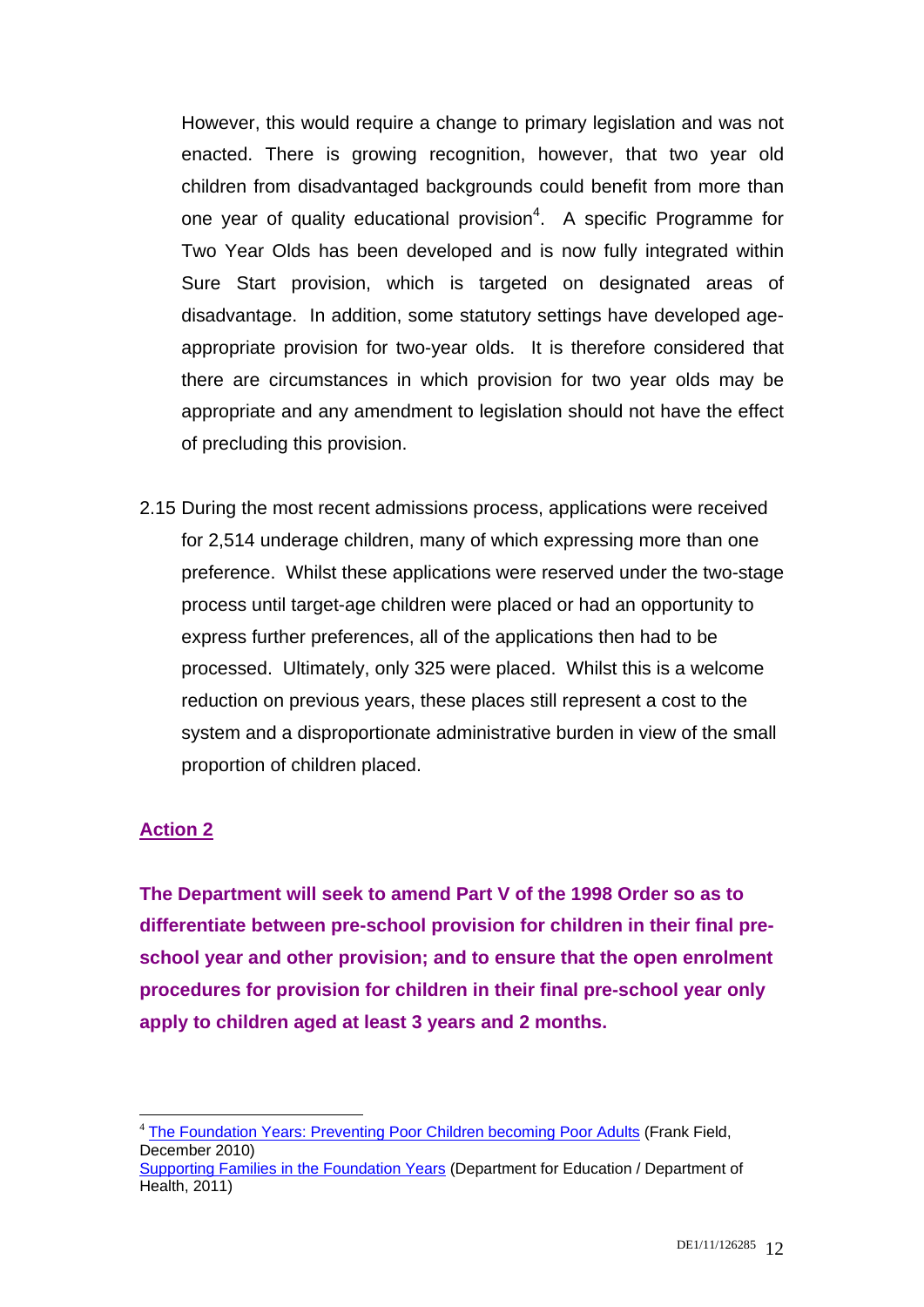However, this would require a change to primary legislation and was not enacted. There is growing recognition, however, that two year old children from disadvantaged backgrounds could benefit from more than one year of quality educational provision[4]. A specific Programme for Two Year Olds has been developed and is now fully integrated within Sure Start provision, which is targeted on designated areas of disadvantage. In addition, some statutory settings have developed age-appropriate provision for two-year olds. It is therefore considered that there are circumstances in which provision for two year olds may be appropriate and any amendment to legislation should not have the effect of precluding this provision.

2.15 During the most recent admissions process, applications were received for 2,514 underage children, many of which expressing more than one preference. Whilst these applications were reserved under the two-stage process until target-age children were placed or had an opportunity to express further preferences, all of the applications then had to be processed. Ultimately, only 325 were placed. Whilst this is a welcome reduction on previous years, these places still represent a cost to the system and a disproportionate administrative burden in view of the small proportion of children placed.

## Action 2

**The Department will seek to amend Part V of the 1998 Order so as to differentiate between pre-school provision for children in their final pre-school year and other provision; and to ensure that the open enrolment procedures for provision for children in their final pre-school year only apply to children aged at least 3 years and 2 months.**

---

[4] The Foundation Years: Preventing Poor Children becoming Poor Adults (Frank Field, December 2010)
Supporting Families in the Foundation Years (Department for Education / Department of Health, 2011)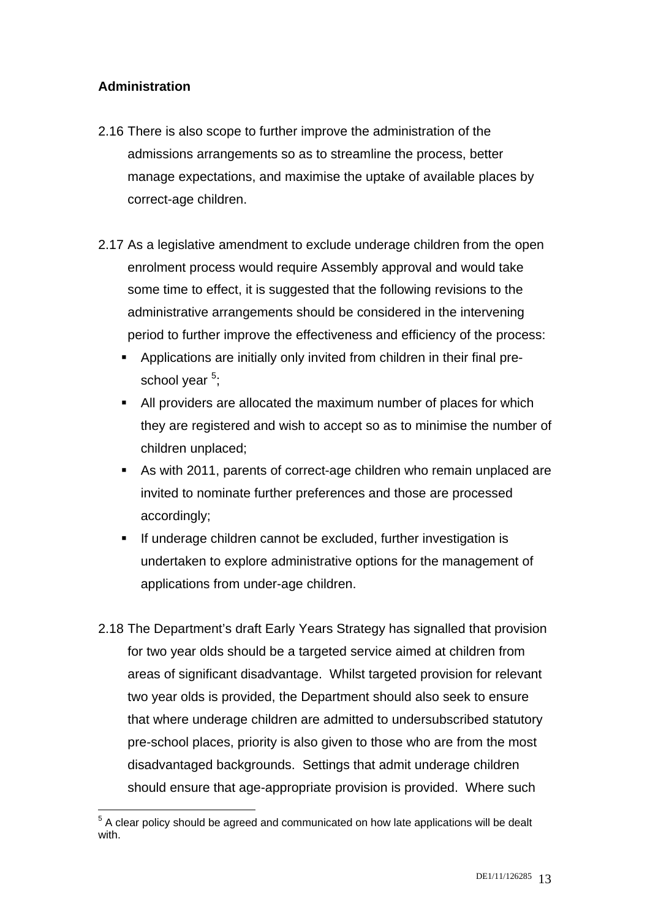**Administration**

2.16 There is also scope to further improve the administration of the admissions arrangements so as to streamline the process, better manage expectations, and maximise the uptake of available places by correct-age children.

2.17 As a legislative amendment to exclude underage children from the open enrolment process would require Assembly approval and would take some time to effect, it is suggested that the following revisions to the administrative arrangements should be considered in the intervening period to further improve the effectiveness and efficiency of the process:

- Applications are initially only invited from children in their final pre-school year [5];
- All providers are allocated the maximum number of places for which they are registered and wish to accept so as to minimise the number of children unplaced;
- As with 2011, parents of correct-age children who remain unplaced are invited to nominate further preferences and those are processed accordingly;
- If underage children cannot be excluded, further investigation is undertaken to explore administrative options for the management of applications from under-age children.

2.18 The Department's draft Early Years Strategy has signalled that provision for two year olds should be a targeted service aimed at children from areas of significant disadvantage. Whilst targeted provision for relevant two year olds is provided, the Department should also seek to ensure that where underage children are admitted to undersubscribed statutory pre-school places, priority is also given to those who are from the most disadvantaged backgrounds. Settings that admit underage children should ensure that age-appropriate provision is provided. Where such

[5] A clear policy should be agreed and communicated on how late applications will be dealt with.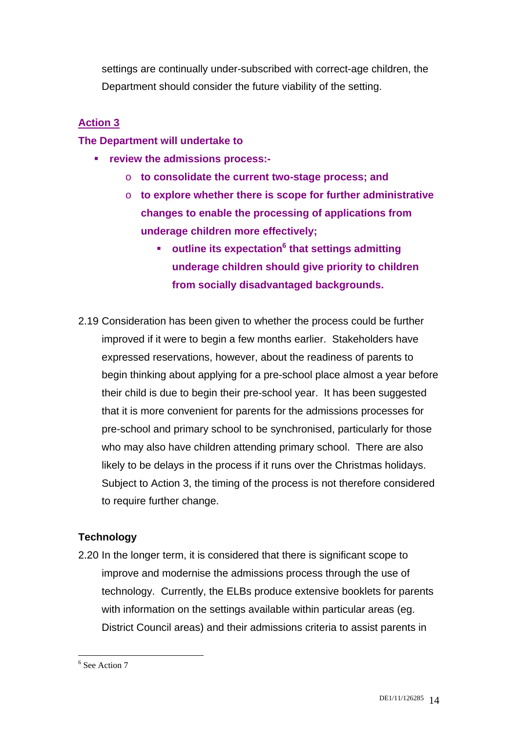settings are continually under-subscribed with correct-age children, the Department should consider the future viability of the setting.

**Action 3**

**The Department will undertake to**

- **review the admissions process:-**
  - **to consolidate the current two-stage process; and**
  - **to explore whether there is scope for further administrative changes to enable the processing of applications from underage children more effectively;**
    - **outline its expectation[6] that settings admitting underage children should give priority to children from socially disadvantaged backgrounds.**

2.19 Consideration has been given to whether the process could be further improved if it were to begin a few months earlier. Stakeholders have expressed reservations, however, about the readiness of parents to begin thinking about applying for a pre-school place almost a year before their child is due to begin their pre-school year. It has been suggested that it is more convenient for parents for the admissions processes for pre-school and primary school to be synchronised, particularly for those who may also have children attending primary school. There are also likely to be delays in the process if it runs over the Christmas holidays. Subject to Action 3, the timing of the process is not therefore considered to require further change.

**Technology**

2.20 In the longer term, it is considered that there is significant scope to improve and modernise the admissions process through the use of technology. Currently, the ELBs produce extensive booklets for parents with information on the settings available within particular areas (eg. District Council areas) and their admissions criteria to assist parents in

---

[6] See Action 7

DE1/11/126285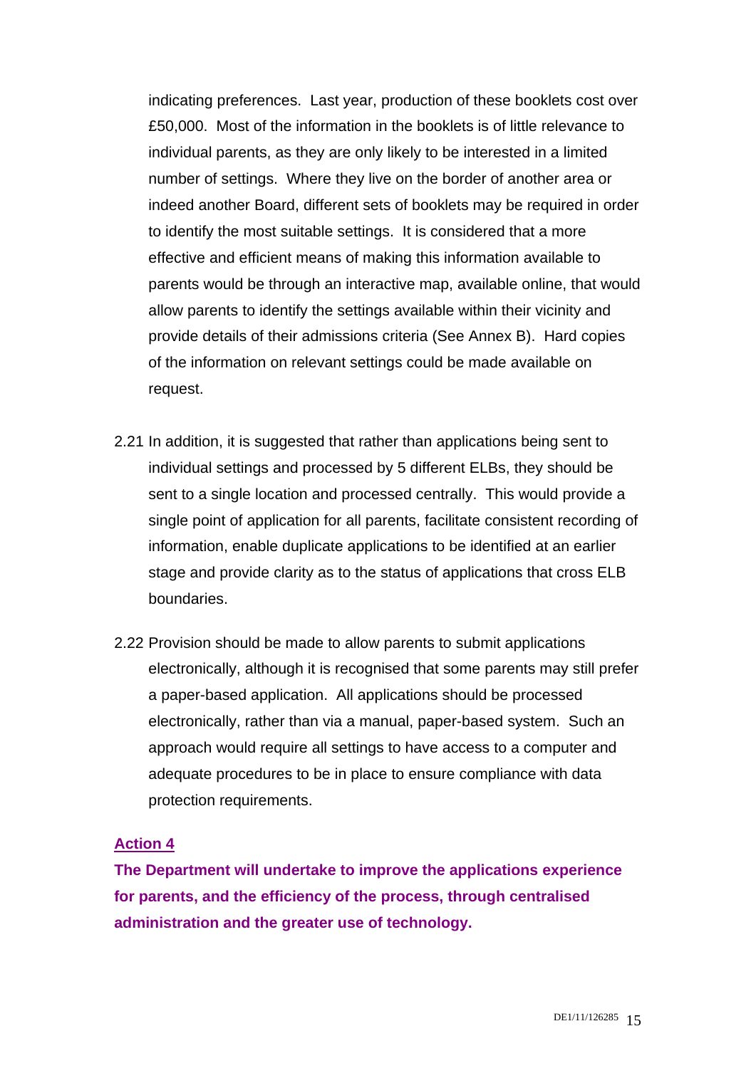indicating preferences. Last year, production of these booklets cost over £50,000. Most of the information in the booklets is of little relevance to individual parents, as they are only likely to be interested in a limited number of settings. Where they live on the border of another area or indeed another Board, different sets of booklets may be required in order to identify the most suitable settings. It is considered that a more effective and efficient means of making this information available to parents would be through an interactive map, available online, that would allow parents to identify the settings available within their vicinity and provide details of their admissions criteria (See Annex B). Hard copies of the information on relevant settings could be made available on request.

2.21 In addition, it is suggested that rather than applications being sent to individual settings and processed by 5 different ELBs, they should be sent to a single location and processed centrally. This would provide a single point of application for all parents, facilitate consistent recording of information, enable duplicate applications to be identified at an earlier stage and provide clarity as to the status of applications that cross ELB boundaries.

2.22 Provision should be made to allow parents to submit applications electronically, although it is recognised that some parents may still prefer a paper-based application. All applications should be processed electronically, rather than via a manual, paper-based system. Such an approach would require all settings to have access to a computer and adequate procedures to be in place to ensure compliance with data protection requirements.

**Action 4**

**The Department will undertake to improve the applications experience for parents, and the efficiency of the process, through centralised administration and the greater use of technology.**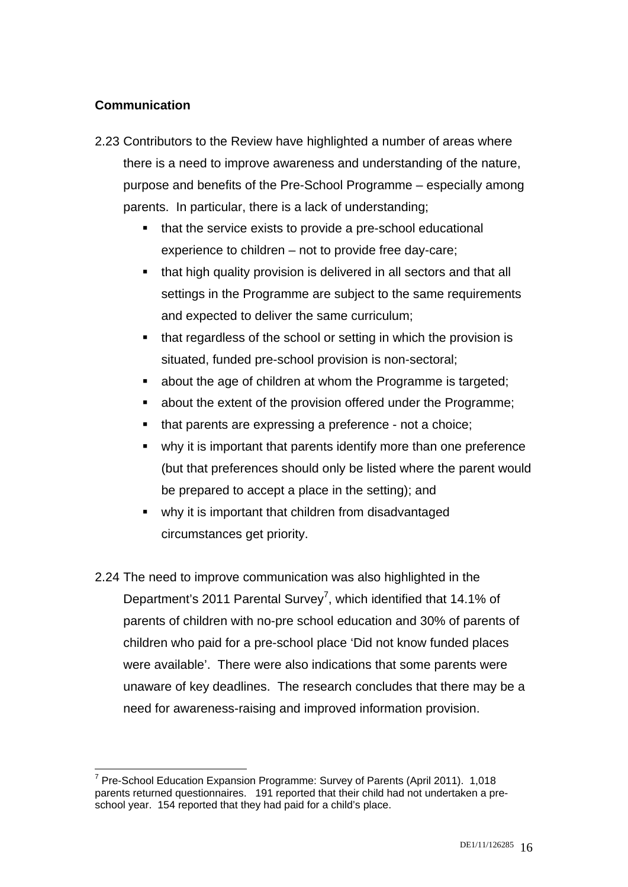**Communication**

2.23 Contributors to the Review have highlighted a number of areas where there is a need to improve awareness and understanding of the nature, purpose and benefits of the Pre-School Programme – especially among parents. In particular, there is a lack of understanding;

- that the service exists to provide a pre-school educational experience to children – not to provide free day-care;
- that high quality provision is delivered in all sectors and that all settings in the Programme are subject to the same requirements and expected to deliver the same curriculum;
- that regardless of the school or setting in which the provision is situated, funded pre-school provision is non-sectoral;
- about the age of children at whom the Programme is targeted;
- about the extent of the provision offered under the Programme;
- that parents are expressing a preference - not a choice;
- why it is important that parents identify more than one preference (but that preferences should only be listed where the parent would be prepared to accept a place in the setting); and
- why it is important that children from disadvantaged circumstances get priority.

2.24 The need to improve communication was also highlighted in the Department's 2011 Parental Survey[7], which identified that 14.1% of parents of children with no-pre school education and 30% of parents of children who paid for a pre-school place 'Did not know funded places were available'. There were also indications that some parents were unaware of key deadlines. The research concludes that there may be a need for awareness-raising and improved information provision.

[7] Pre-School Education Expansion Programme: Survey of Parents (April 2011). 1,018 parents returned questionnaires. 191 reported that their child had not undertaken a pre-school year. 154 reported that they had paid for a child's place.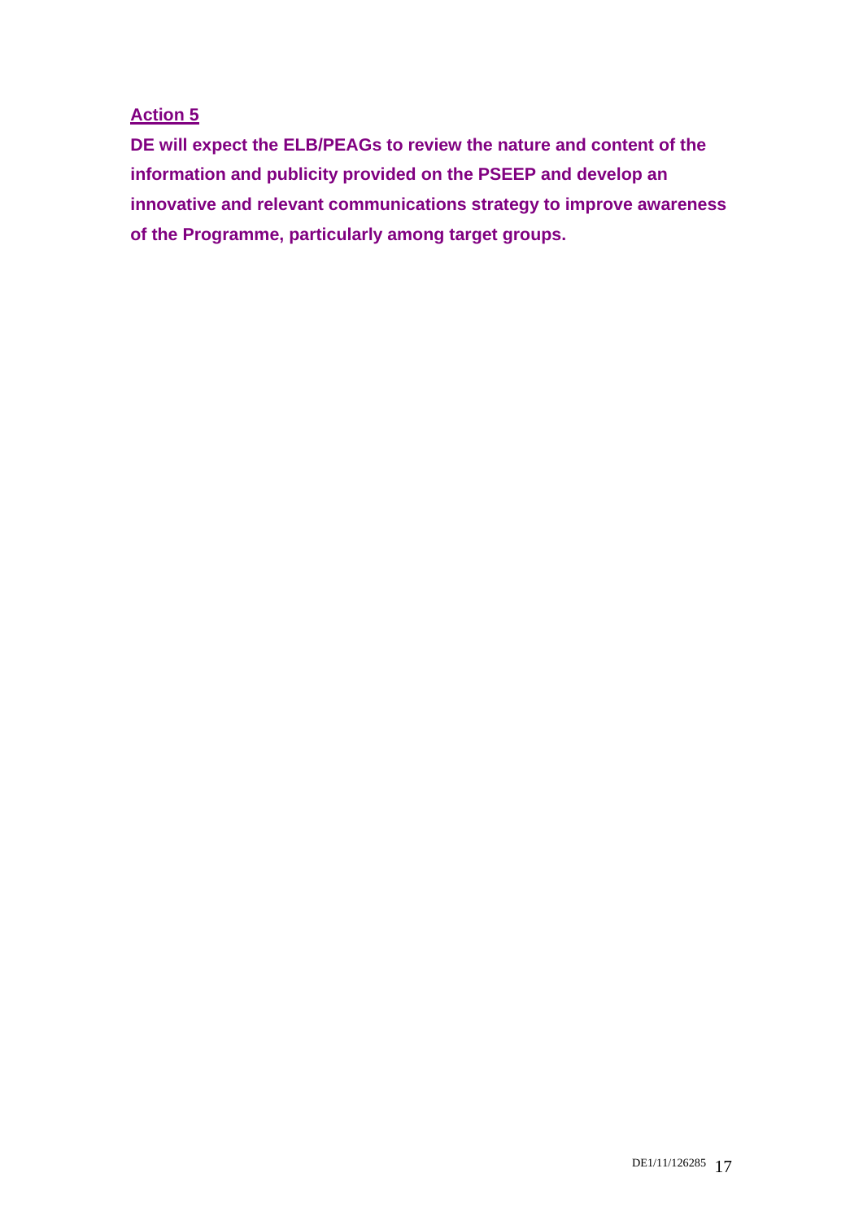**Action 5**

**DE will expect the ELB/PEAGs to review the nature and content of the information and publicity provided on the PSEEP and develop an innovative and relevant communications strategy to improve awareness of the Programme, particularly among target groups.**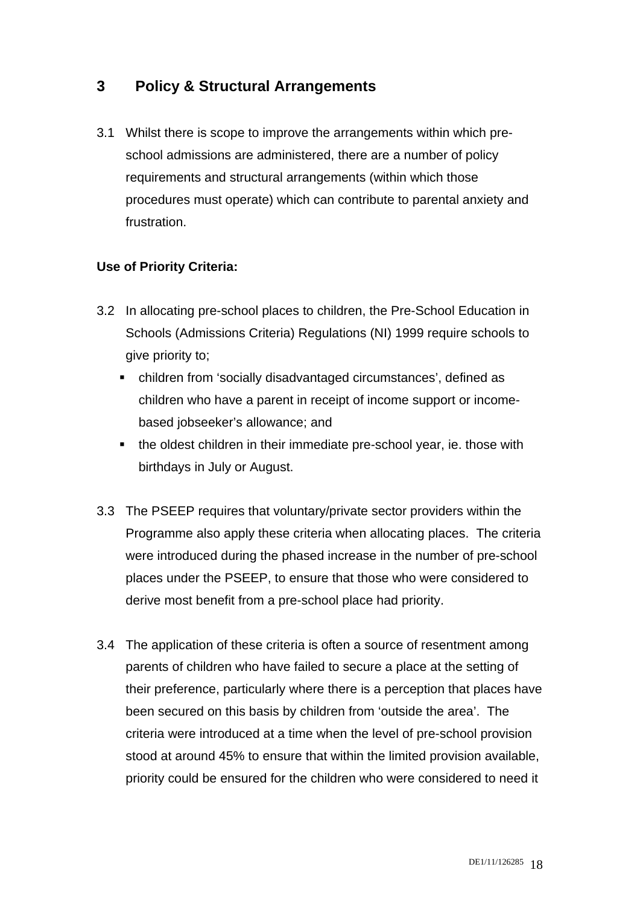## 3 Policy & Structural Arrangements

3.1 Whilst there is scope to improve the arrangements within which pre-school admissions are administered, there are a number of policy requirements and structural arrangements (within which those procedures must operate) which can contribute to parental anxiety and frustration.

**Use of Priority Criteria:**

3.2 In allocating pre-school places to children, the Pre-School Education in Schools (Admissions Criteria) Regulations (NI) 1999 require schools to give priority to;

- children from 'socially disadvantaged circumstances', defined as children who have a parent in receipt of income support or income-based jobseeker's allowance; and
- the oldest children in their immediate pre-school year, ie. those with birthdays in July or August.

3.3 The PSEEP requires that voluntary/private sector providers within the Programme also apply these criteria when allocating places. The criteria were introduced during the phased increase in the number of pre-school places under the PSEEP, to ensure that those who were considered to derive most benefit from a pre-school place had priority.

3.4 The application of these criteria is often a source of resentment among parents of children who have failed to secure a place at the setting of their preference, particularly where there is a perception that places have been secured on this basis by children from 'outside the area'. The criteria were introduced at a time when the level of pre-school provision stood at around 45% to ensure that within the limited provision available, priority could be ensured for the children who were considered to need it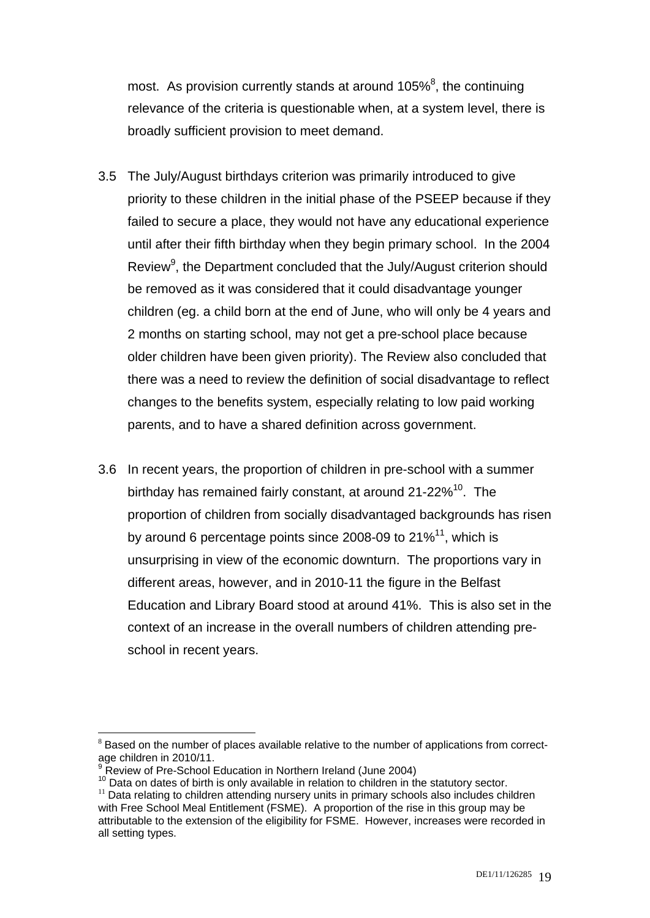most. As provision currently stands at around 105%[8], the continuing relevance of the criteria is questionable when, at a system level, there is broadly sufficient provision to meet demand.

3.5 The July/August birthdays criterion was primarily introduced to give priority to these children in the initial phase of the PSEEP because if they failed to secure a place, they would not have any educational experience until after their fifth birthday when they begin primary school. In the 2004 Review[9], the Department concluded that the July/August criterion should be removed as it was considered that it could disadvantage younger children (eg. a child born at the end of June, who will only be 4 years and 2 months on starting school, may not get a pre-school place because older children have been given priority). The Review also concluded that there was a need to review the definition of social disadvantage to reflect changes to the benefits system, especially relating to low paid working parents, and to have a shared definition across government.

3.6 In recent years, the proportion of children in pre-school with a summer birthday has remained fairly constant, at around 21-22%[10]. The proportion of children from socially disadvantaged backgrounds has risen by around 6 percentage points since 2008-09 to 21%[11], which is unsurprising in view of the economic downturn. The proportions vary in different areas, however, and in 2010-11 the figure in the Belfast Education and Library Board stood at around 41%. This is also set in the context of an increase in the overall numbers of children attending pre-school in recent years.

---

[8] Based on the number of places available relative to the number of applications from correct-age children in 2010/11.

[9] Review of Pre-School Education in Northern Ireland (June 2004)

[10] Data on dates of birth is only available in relation to children in the statutory sector.

[11] Data relating to children attending nursery units in primary schools also includes children with Free School Meal Entitlement (FSME). A proportion of the rise in this group may be attributable to the extension of the eligibility for FSME. However, increases were recorded in all setting types.

DE1/11/126285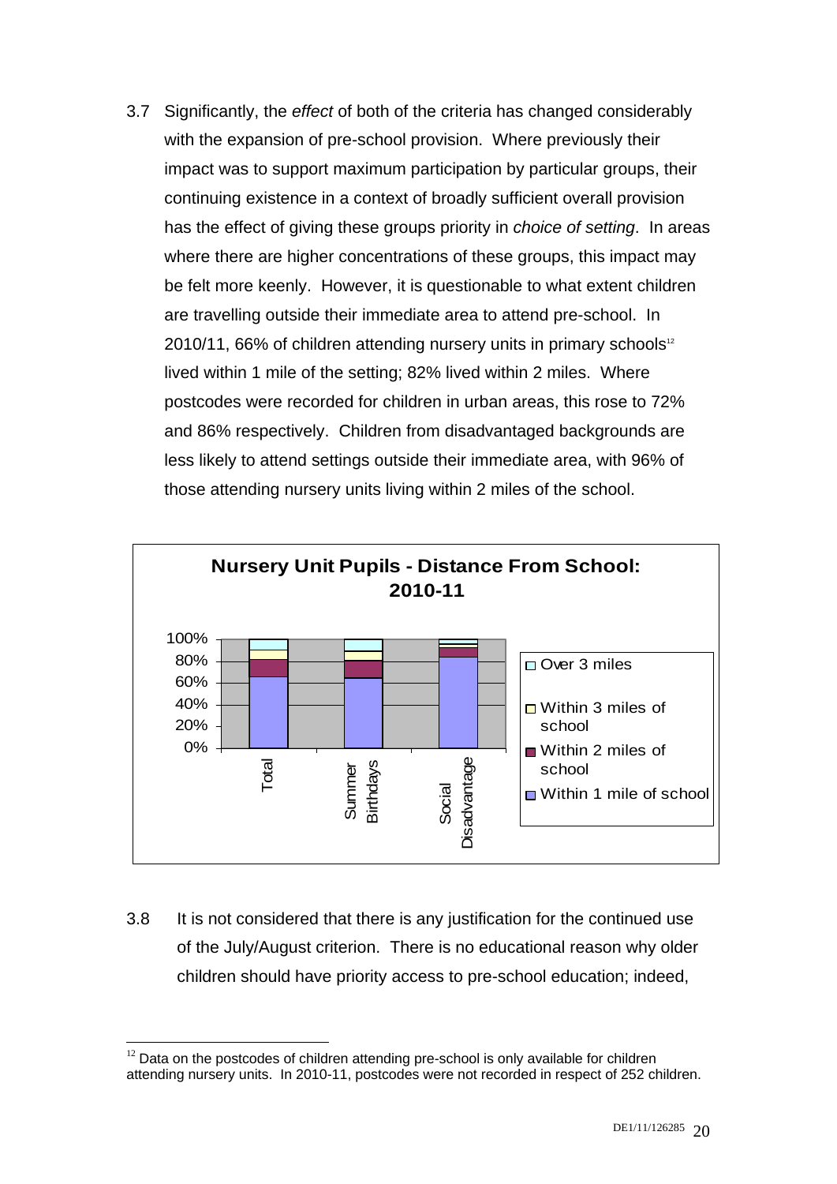3.7 Significantly, the *effect* of both of the criteria has changed considerably with the expansion of pre-school provision. Where previously their impact was to support maximum participation by particular groups, their continuing existence in a context of broadly sufficient overall provision has the effect of giving these groups priority in *choice of setting*. In areas where there are higher concentrations of these groups, this impact may be felt more keenly. However, it is questionable to what extent children are travelling outside their immediate area to attend pre-school. In 2010/11, 66% of children attending nursery units in primary schools[12] lived within 1 mile of the setting; 82% lived within 2 miles. Where postcodes were recorded for children in urban areas, this rose to 72% and 86% respectively. Children from disadvantaged backgrounds are less likely to attend settings outside their immediate area, with 96% of those attending nursery units living within 2 miles of the school.

**Nursery Unit Pupils - Distance From School: 2010-11**

100%
80%
60%
40%
20%
0%

Total | Summer Birthdays | Social Disadvantage

- Over 3 miles
- Within 3 miles of school
- Within 2 miles of school
- Within 1 mile of school

3.8 It is not considered that there is any justification for the continued use of the July/August criterion. There is no educational reason why older children should have priority access to pre-school education; indeed,

[12] Data on the postcodes of children attending pre-school is only available for children attending nursery units. In 2010-11, postcodes were not recorded in respect of 252 children.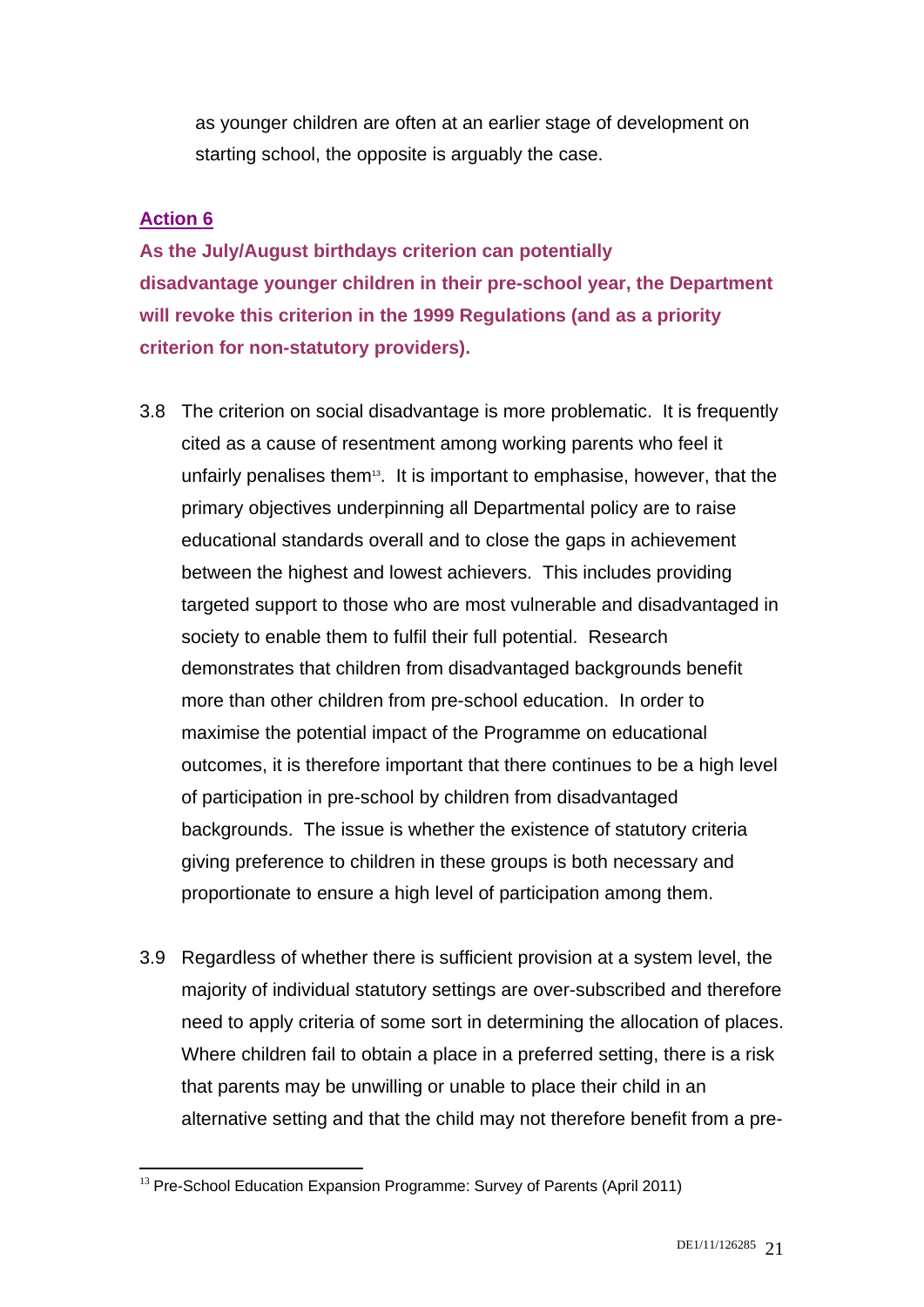as younger children are often at an earlier stage of development on starting school, the opposite is arguably the case.

**Action 6**

**As the July/August birthdays criterion can potentially disadvantage younger children in their pre-school year, the Department will revoke this criterion in the 1999 Regulations (and as a priority criterion for non-statutory providers).**

3.8 The criterion on social disadvantage is more problematic. It is frequently cited as a cause of resentment among working parents who feel it unfairly penalises them[13]. It is important to emphasise, however, that the primary objectives underpinning all Departmental policy are to raise educational standards overall and to close the gaps in achievement between the highest and lowest achievers. This includes providing targeted support to those who are most vulnerable and disadvantaged in society to enable them to fulfil their full potential. Research demonstrates that children from disadvantaged backgrounds benefit more than other children from pre-school education. In order to maximise the potential impact of the Programme on educational outcomes, it is therefore important that there continues to be a high level of participation in pre-school by children from disadvantaged backgrounds. The issue is whether the existence of statutory criteria giving preference to children in these groups is both necessary and proportionate to ensure a high level of participation among them.

3.9 Regardless of whether there is sufficient provision at a system level, the majority of individual statutory settings are over-subscribed and therefore need to apply criteria of some sort in determining the allocation of places. Where children fail to obtain a place in a preferred setting, there is a risk that parents may be unwilling or unable to place their child in an alternative setting and that the child may not therefore benefit from a pre-

[13] Pre-School Education Expansion Programme: Survey of Parents (April 2011)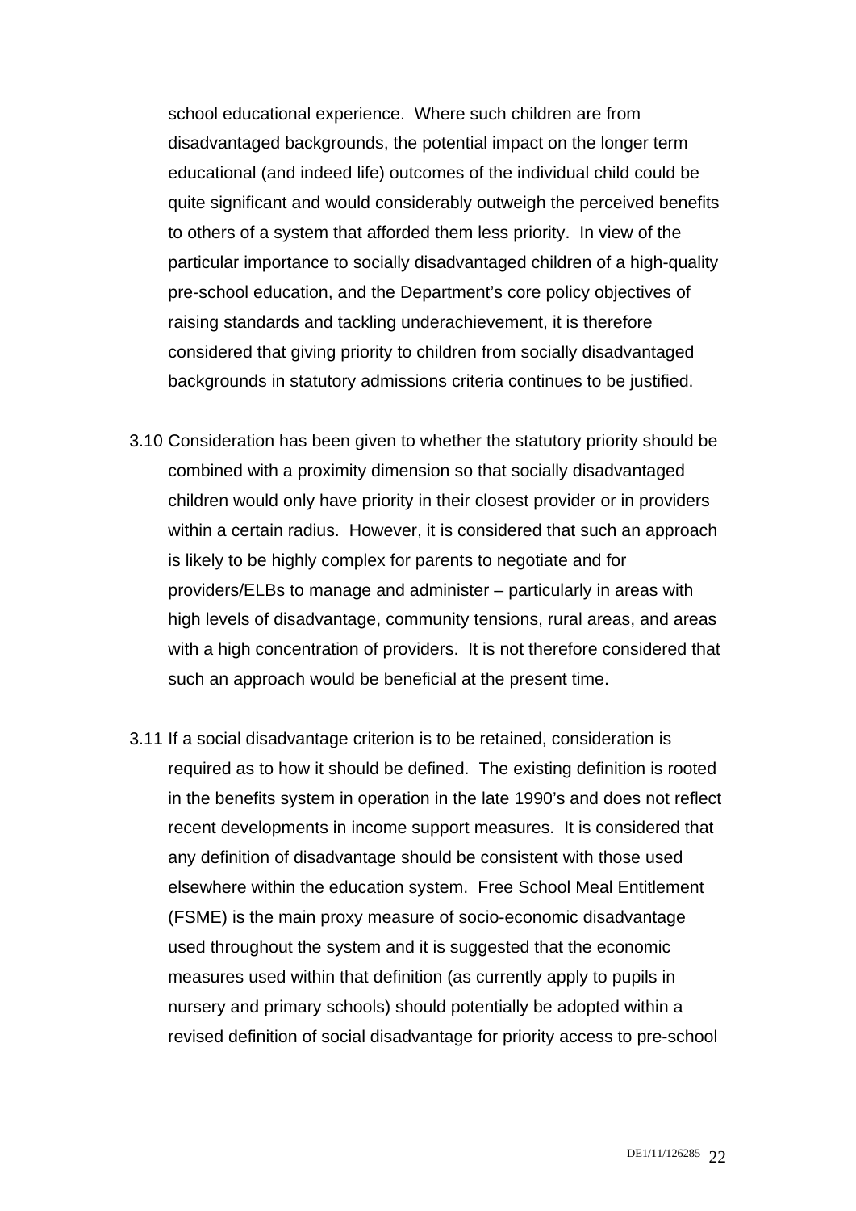school educational experience. Where such children are from disadvantaged backgrounds, the potential impact on the longer term educational (and indeed life) outcomes of the individual child could be quite significant and would considerably outweigh the perceived benefits to others of a system that afforded them less priority. In view of the particular importance to socially disadvantaged children of a high-quality pre-school education, and the Department's core policy objectives of raising standards and tackling underachievement, it is therefore considered that giving priority to children from socially disadvantaged backgrounds in statutory admissions criteria continues to be justified.

3.10 Consideration has been given to whether the statutory priority should be combined with a proximity dimension so that socially disadvantaged children would only have priority in their closest provider or in providers within a certain radius. However, it is considered that such an approach is likely to be highly complex for parents to negotiate and for providers/ELBs to manage and administer – particularly in areas with high levels of disadvantage, community tensions, rural areas, and areas with a high concentration of providers. It is not therefore considered that such an approach would be beneficial at the present time.

3.11 If a social disadvantage criterion is to be retained, consideration is required as to how it should be defined. The existing definition is rooted in the benefits system in operation in the late 1990's and does not reflect recent developments in income support measures. It is considered that any definition of disadvantage should be consistent with those used elsewhere within the education system. Free School Meal Entitlement (FSME) is the main proxy measure of socio-economic disadvantage used throughout the system and it is suggested that the economic measures used within that definition (as currently apply to pupils in nursery and primary schools) should potentially be adopted within a revised definition of social disadvantage for priority access to pre-school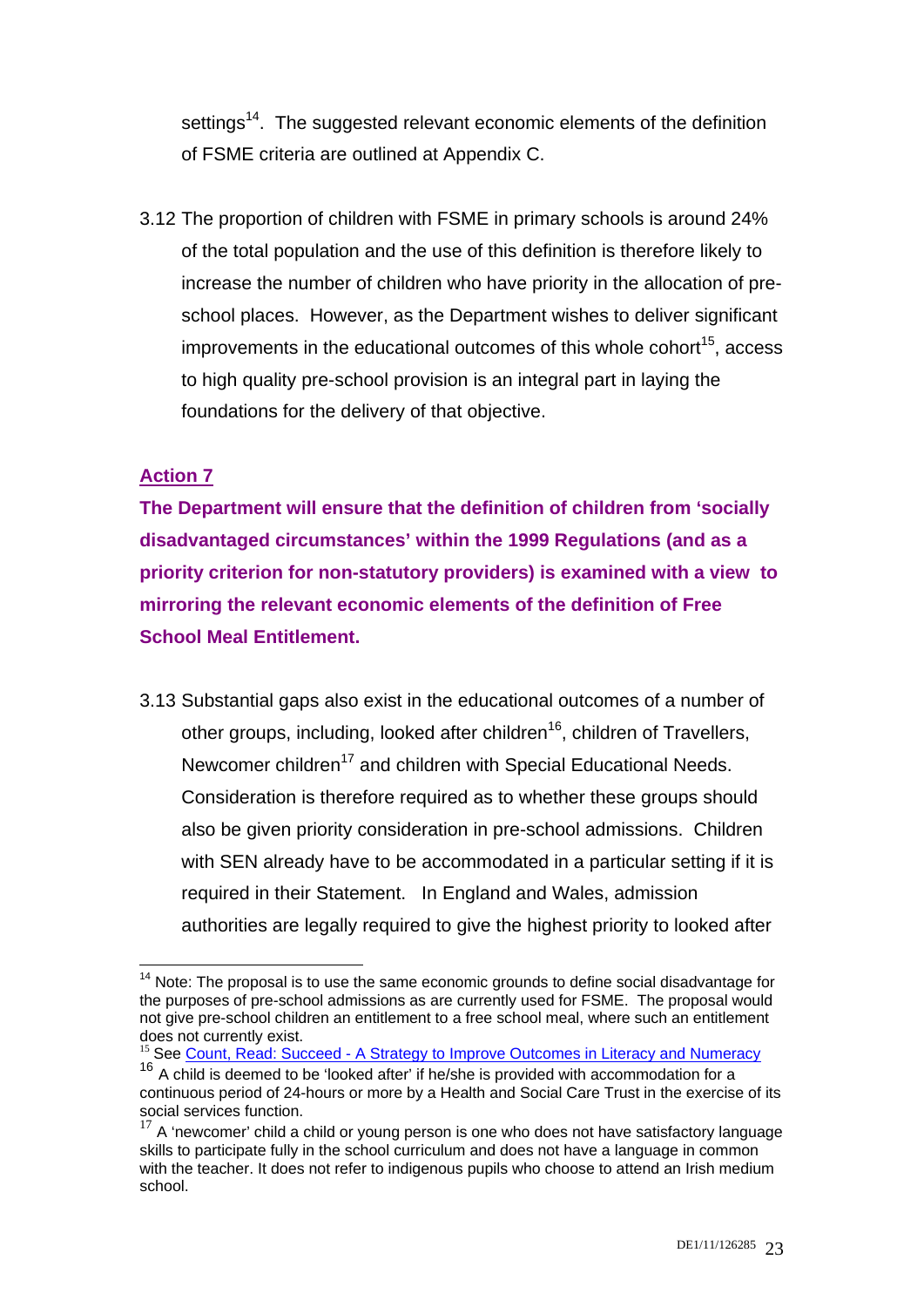settings[14]. The suggested relevant economic elements of the definition of FSME criteria are outlined at Appendix C.

3.12 The proportion of children with FSME in primary schools is around 24% of the total population and the use of this definition is therefore likely to increase the number of children who have priority in the allocation of pre-school places. However, as the Department wishes to deliver significant improvements in the educational outcomes of this whole cohort[15], access to high quality pre-school provision is an integral part in laying the foundations for the delivery of that objective.

**Action 7**

**The Department will ensure that the definition of children from 'socially disadvantaged circumstances' within the 1999 Regulations (and as a priority criterion for non-statutory providers) is examined with a view to mirroring the relevant economic elements of the definition of Free School Meal Entitlement.**

3.13 Substantial gaps also exist in the educational outcomes of a number of other groups, including, looked after children[16], children of Travellers, Newcomer children[17] and children with Special Educational Needs. Consideration is therefore required as to whether these groups should also be given priority consideration in pre-school admissions. Children with SEN already have to be accommodated in a particular setting if it is required in their Statement. In England and Wales, admission authorities are legally required to give the highest priority to looked after

---

[14] Note: The proposal is to use the same economic grounds to define social disadvantage for the purposes of pre-school admissions as are currently used for FSME. The proposal would not give pre-school children an entitlement to a free school meal, where such an entitlement does not currently exist.

[15] See Count, Read: Succeed - A Strategy to Improve Outcomes in Literacy and Numeracy

[16] A child is deemed to be 'looked after' if he/she is provided with accommodation for a continuous period of 24-hours or more by a Health and Social Care Trust in the exercise of its social services function.

[17] A 'newcomer' child a child or young person is one who does not have satisfactory language skills to participate fully in the school curriculum and does not have a language in common with the teacher. It does not refer to indigenous pupils who choose to attend an Irish medium school.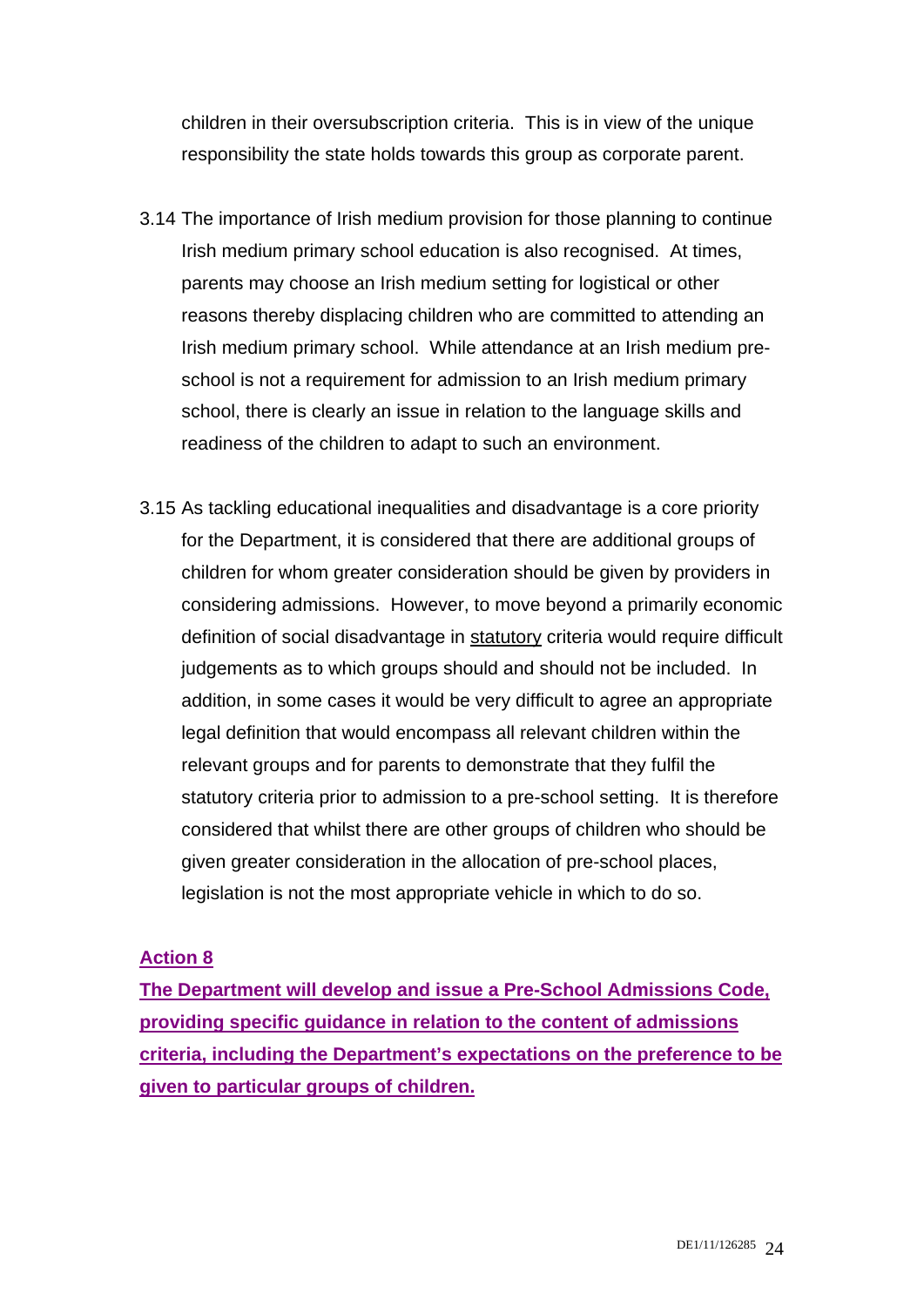children in their oversubscription criteria. This is in view of the unique responsibility the state holds towards this group as corporate parent.

3.14 The importance of Irish medium provision for those planning to continue Irish medium primary school education is also recognised. At times, parents may choose an Irish medium setting for logistical or other reasons thereby displacing children who are committed to attending an Irish medium primary school. While attendance at an Irish medium pre-school is not a requirement for admission to an Irish medium primary school, there is clearly an issue in relation to the language skills and readiness of the children to adapt to such an environment.

3.15 As tackling educational inequalities and disadvantage is a core priority for the Department, it is considered that there are additional groups of children for whom greater consideration should be given by providers in considering admissions. However, to move beyond a primarily economic definition of social disadvantage in <u>statutory</u> criteria would require difficult judgements as to which groups should and should not be included. In addition, in some cases it would be very difficult to agree an appropriate legal definition that would encompass all relevant children within the relevant groups and for parents to demonstrate that they fulfil the statutory criteria prior to admission to a pre-school setting. It is therefore considered that whilst there are other groups of children who should be given greater consideration in the allocation of pre-school places, legislation is not the most appropriate vehicle in which to do so.

**<u>Action 8</u>**

**<u>The Department will develop and issue a Pre-School Admissions Code, providing specific guidance in relation to the content of admissions criteria, including the Department's expectations on the preference to be given to particular groups of children.</u>**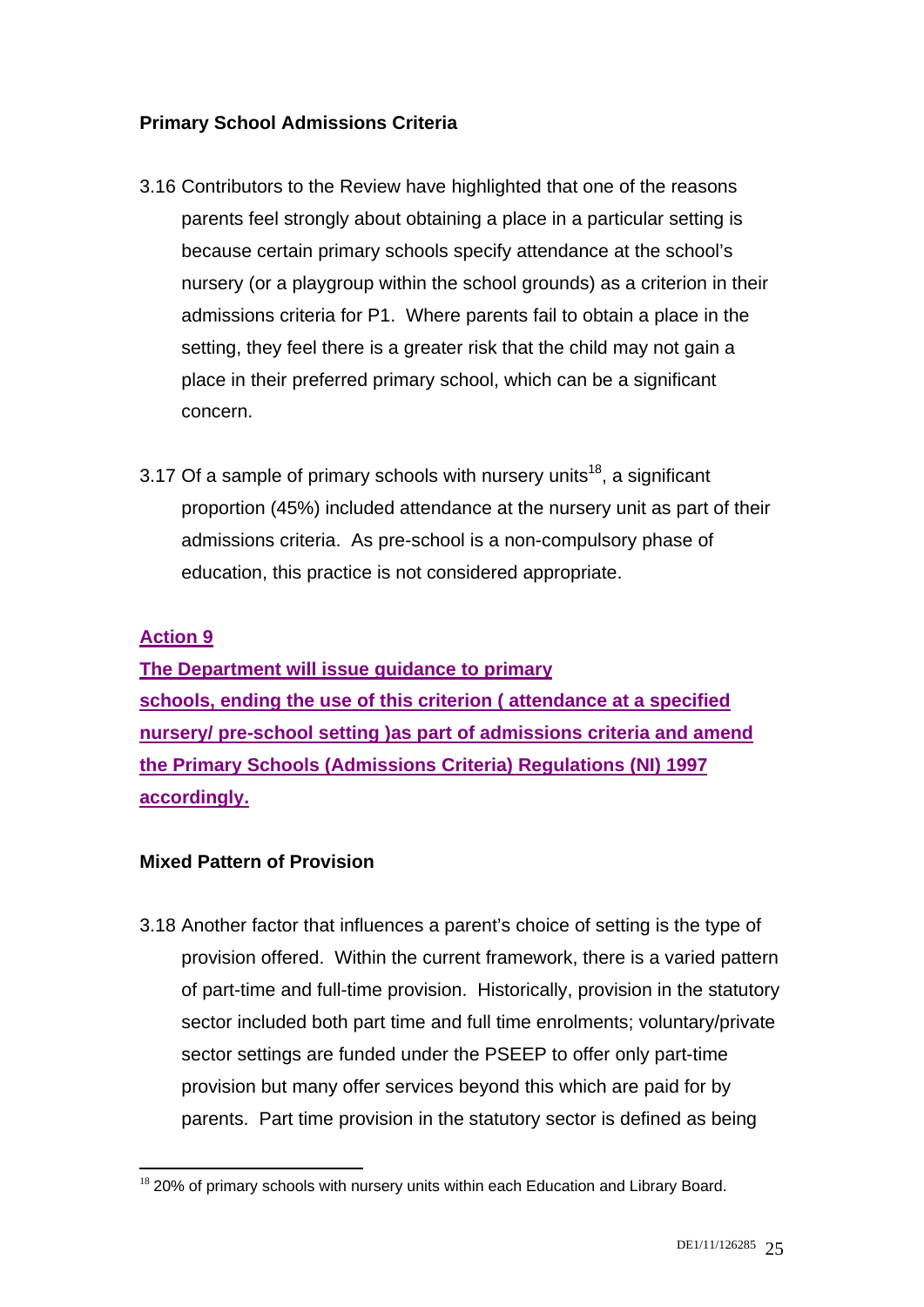### Primary School Admissions Criteria

3.16 Contributors to the Review have highlighted that one of the reasons parents feel strongly about obtaining a place in a particular setting is because certain primary schools specify attendance at the school's nursery (or a playgroup within the school grounds) as a criterion in their admissions criteria for P1. Where parents fail to obtain a place in the setting, they feel there is a greater risk that the child may not gain a place in their preferred primary school, which can be a significant concern.

3.17 Of a sample of primary schools with nursery units[18], a significant proportion (45%) included attendance at the nursery unit as part of their admissions criteria. As pre-school is a non-compulsory phase of education, this practice is not considered appropriate.

**Action 9**

**The Department will issue guidance to primary schools, ending the use of this criterion ( attendance at a specified nursery/ pre-school setting )as part of admissions criteria and amend the Primary Schools (Admissions Criteria) Regulations (NI) 1997 accordingly.**

### Mixed Pattern of Provision

3.18 Another factor that influences a parent's choice of setting is the type of provision offered. Within the current framework, there is a varied pattern of part-time and full-time provision. Historically, provision in the statutory sector included both part time and full time enrolments; voluntary/private sector settings are funded under the PSEEP to offer only part-time provision but many offer services beyond this which are paid for by parents. Part time provision in the statutory sector is defined as being

[18] 20% of primary schools with nursery units within each Education and Library Board.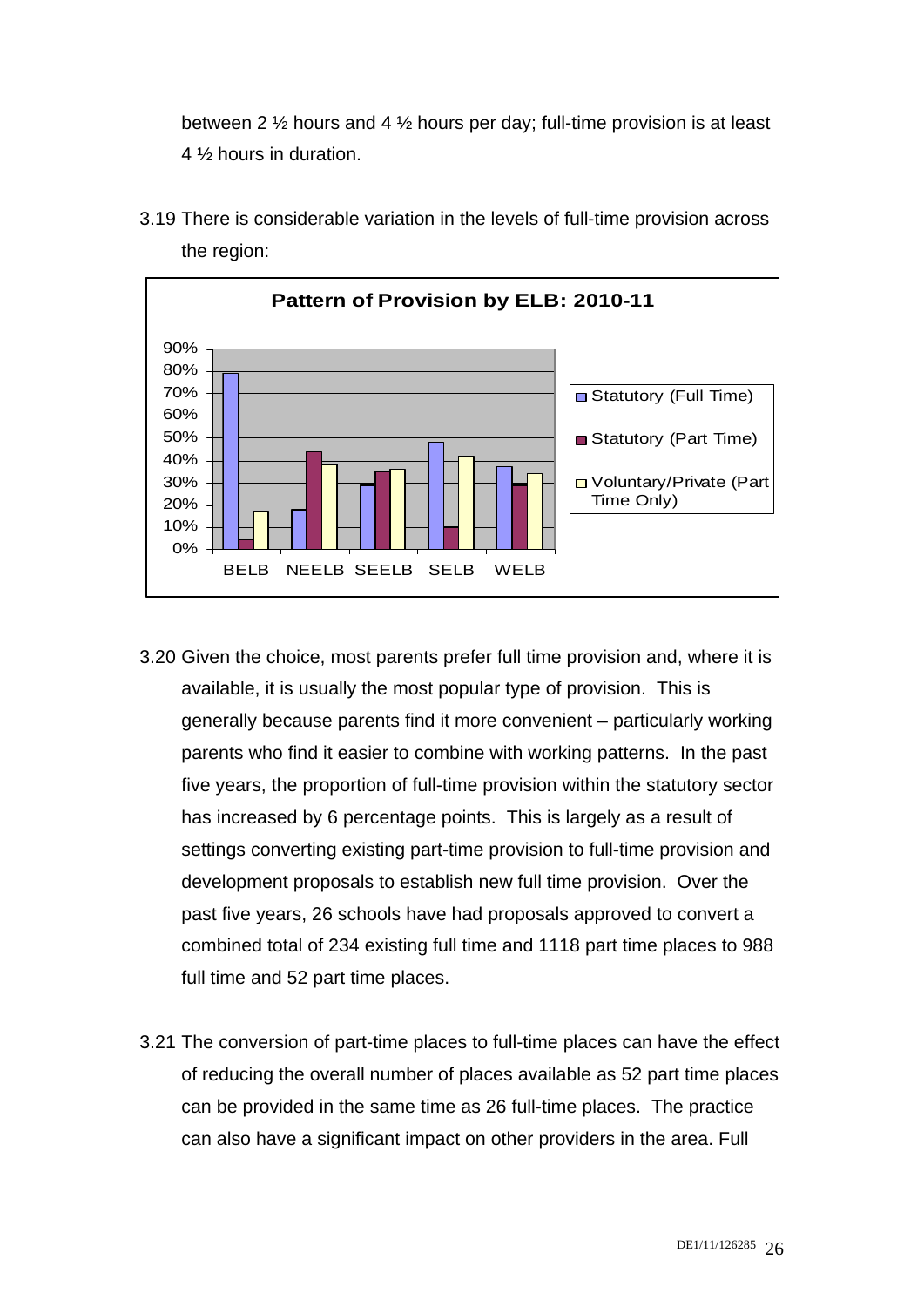between 2 ½ hours and 4 ½ hours per day; full-time provision is at least 4 ½ hours in duration.

3.19 There is considerable variation in the levels of full-time provision across the region:

**Pattern of Provision by ELB: 2010-11**

(Chart: percentage of provision by type for BELB, NEELB, SEELB, SELB and WELB. Legend: Statutory (Full Time); Statutory (Part Time); Voluntary/Private (Part Time Only))

3.20 Given the choice, most parents prefer full time provision and, where it is available, it is usually the most popular type of provision. This is generally because parents find it more convenient – particularly working parents who find it easier to combine with working patterns. In the past five years, the proportion of full-time provision within the statutory sector has increased by 6 percentage points. This is largely as a result of settings converting existing part-time provision to full-time provision and development proposals to establish new full time provision. Over the past five years, 26 schools have had proposals approved to convert a combined total of 234 existing full time and 1118 part time places to 988 full time and 52 part time places.

3.21 The conversion of part-time places to full-time places can have the effect of reducing the overall number of places available as 52 part time places can be provided in the same time as 26 full-time places. The practice can also have a significant impact on other providers in the area. Full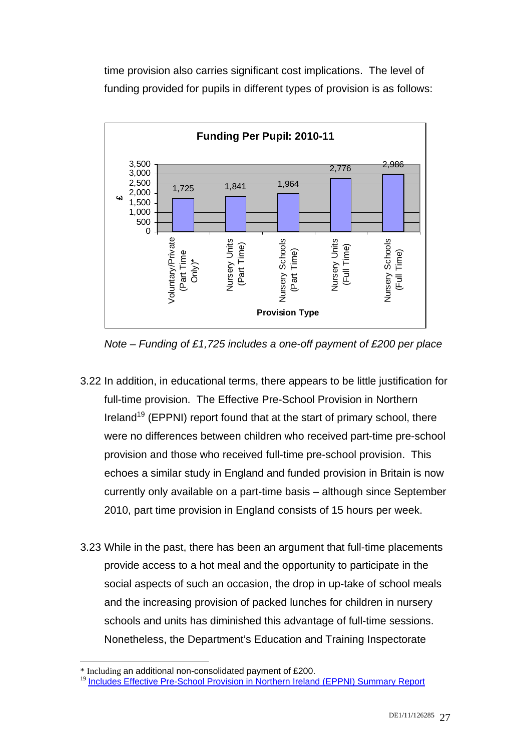time provision also carries significant cost implications. The level of funding provided for pupils in different types of provision is as follows:

**Funding Per Pupil: 2010-11**

| Provision Type | £ |
|---|---|
| Voluntary/Private (Part Time Only)* | 1,725 |
| Nursery Units (Part Time) | 1,841 |
| Nursery Schools (Part Time) | 1,964 |
| Nursery Units (Full Time) | 2,776 |
| Nursery Schools (Full Time) | 2,986 |

*Note – Funding of £1,725 includes a one-off payment of £200 per place*

3.22 In addition, in educational terms, there appears to be little justification for full-time provision. The Effective Pre-School Provision in Northern Ireland[19] (EPPNI) report found that at the start of primary school, there were no differences between children who received part-time pre-school provision and those who received full-time pre-school provision. This echoes a similar study in England and funded provision in Britain is now currently only available on a part-time basis – although since September 2010, part time provision in England consists of 15 hours per week.

3.23 While in the past, there has been an argument that full-time placements provide access to a hot meal and the opportunity to participate in the social aspects of such an occasion, the drop in up-take of school meals and the increasing provision of packed lunches for children in nursery schools and units has diminished this advantage of full-time sessions. Nonetheless, the Department's Education and Training Inspectorate

---

* Including an additional non-consolidated payment of £200.

[19] Includes Effective Pre-School Provision in Northern Ireland (EPPNI) Summary Report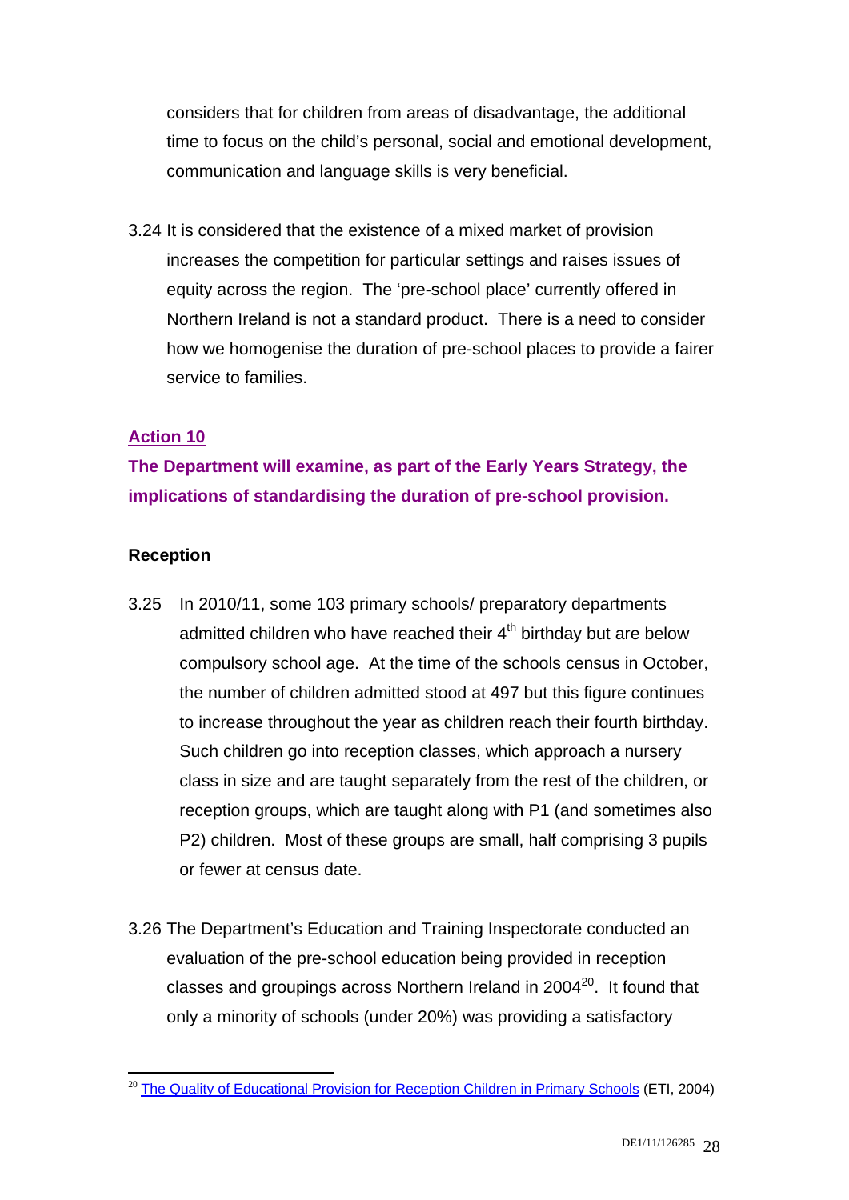considers that for children from areas of disadvantage, the additional time to focus on the child's personal, social and emotional development, communication and language skills is very beneficial.

3.24 It is considered that the existence of a mixed market of provision increases the competition for particular settings and raises issues of equity across the region. The 'pre-school place' currently offered in Northern Ireland is not a standard product. There is a need to consider how we homogenise the duration of pre-school places to provide a fairer service to families.

**Action 10**

**The Department will examine, as part of the Early Years Strategy, the implications of standardising the duration of pre-school provision.**

**Reception**

3.25 In 2010/11, some 103 primary schools/ preparatory departments admitted children who have reached their 4th birthday but are below compulsory school age. At the time of the schools census in October, the number of children admitted stood at 497 but this figure continues to increase throughout the year as children reach their fourth birthday. Such children go into reception classes, which approach a nursery class in size and are taught separately from the rest of the children, or reception groups, which are taught along with P1 (and sometimes also P2) children. Most of these groups are small, half comprising 3 pupils or fewer at census date.

3.26 The Department's Education and Training Inspectorate conducted an evaluation of the pre-school education being provided in reception classes and groupings across Northern Ireland in 2004[20]. It found that only a minority of schools (under 20%) was providing a satisfactory

[20] The Quality of Educational Provision for Reception Children in Primary Schools (ETI, 2004)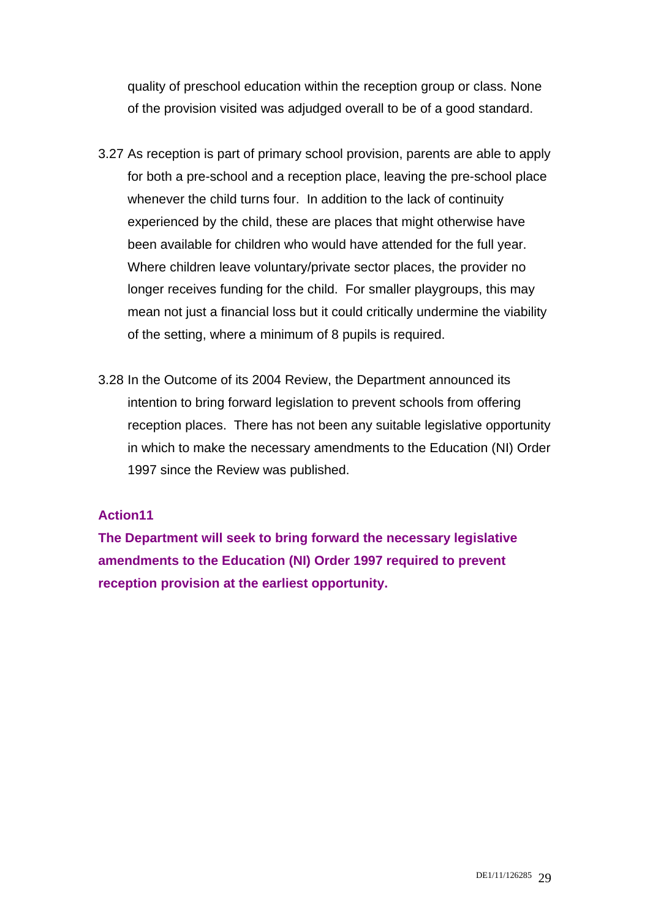quality of preschool education within the reception group or class. None of the provision visited was adjudged overall to be of a good standard.

3.27 As reception is part of primary school provision, parents are able to apply for both a pre-school and a reception place, leaving the pre-school place whenever the child turns four. In addition to the lack of continuity experienced by the child, these are places that might otherwise have been available for children who would have attended for the full year. Where children leave voluntary/private sector places, the provider no longer receives funding for the child. For smaller playgroups, this may mean not just a financial loss but it could critically undermine the viability of the setting, where a minimum of 8 pupils is required.

3.28 In the Outcome of its 2004 Review, the Department announced its intention to bring forward legislation to prevent schools from offering reception places. There has not been any suitable legislative opportunity in which to make the necessary amendments to the Education (NI) Order 1997 since the Review was published.

**Action11**

**The Department will seek to bring forward the necessary legislative amendments to the Education (NI) Order 1997 required to prevent reception provision at the earliest opportunity.**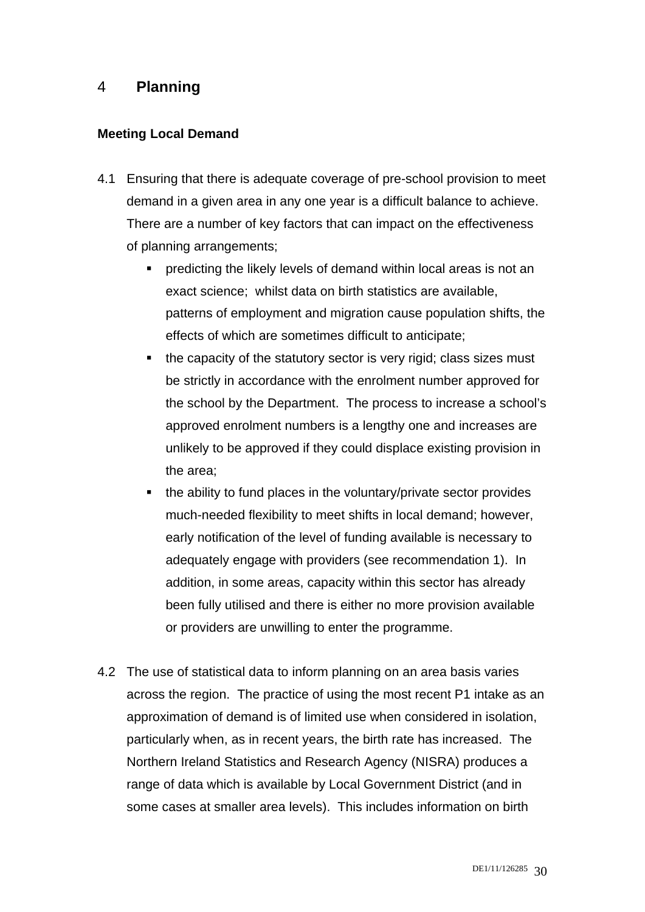# 4 Planning

### Meeting Local Demand

4.1 Ensuring that there is adequate coverage of pre-school provision to meet demand in a given area in any one year is a difficult balance to achieve. There are a number of key factors that can impact on the effectiveness of planning arrangements;

- predicting the likely levels of demand within local areas is not an exact science; whilst data on birth statistics are available, patterns of employment and migration cause population shifts, the effects of which are sometimes difficult to anticipate;
- the capacity of the statutory sector is very rigid; class sizes must be strictly in accordance with the enrolment number approved for the school by the Department. The process to increase a school's approved enrolment numbers is a lengthy one and increases are unlikely to be approved if they could displace existing provision in the area;
- the ability to fund places in the voluntary/private sector provides much-needed flexibility to meet shifts in local demand; however, early notification of the level of funding available is necessary to adequately engage with providers (see recommendation 1). In addition, in some areas, capacity within this sector has already been fully utilised and there is either no more provision available or providers are unwilling to enter the programme.

4.2 The use of statistical data to inform planning on an area basis varies across the region. The practice of using the most recent P1 intake as an approximation of demand is of limited use when considered in isolation, particularly when, as in recent years, the birth rate has increased. The Northern Ireland Statistics and Research Agency (NISRA) produces a range of data which is available by Local Government District (and in some cases at smaller area levels). This includes information on birth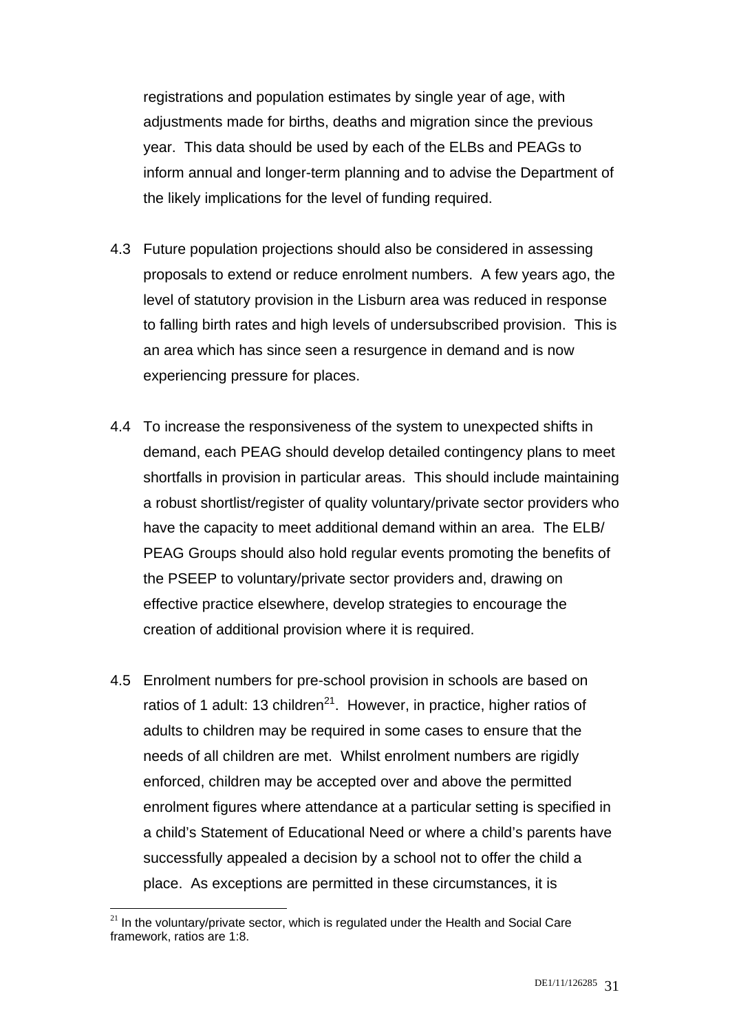registrations and population estimates by single year of age, with adjustments made for births, deaths and migration since the previous year. This data should be used by each of the ELBs and PEAGs to inform annual and longer-term planning and to advise the Department of the likely implications for the level of funding required.

4.3 Future population projections should also be considered in assessing proposals to extend or reduce enrolment numbers. A few years ago, the level of statutory provision in the Lisburn area was reduced in response to falling birth rates and high levels of undersubscribed provision. This is an area which has since seen a resurgence in demand and is now experiencing pressure for places.

4.4 To increase the responsiveness of the system to unexpected shifts in demand, each PEAG should develop detailed contingency plans to meet shortfalls in provision in particular areas. This should include maintaining a robust shortlist/register of quality voluntary/private sector providers who have the capacity to meet additional demand within an area. The ELB/ PEAG Groups should also hold regular events promoting the benefits of the PSEEP to voluntary/private sector providers and, drawing on effective practice elsewhere, develop strategies to encourage the creation of additional provision where it is required.

4.5 Enrolment numbers for pre-school provision in schools are based on ratios of 1 adult: 13 children[21]. However, in practice, higher ratios of adults to children may be required in some cases to ensure that the needs of all children are met. Whilst enrolment numbers are rigidly enforced, children may be accepted over and above the permitted enrolment figures where attendance at a particular setting is specified in a child's Statement of Educational Need or where a child's parents have successfully appealed a decision by a school not to offer the child a place. As exceptions are permitted in these circumstances, it is

[21] In the voluntary/private sector, which is regulated under the Health and Social Care framework, ratios are 1:8.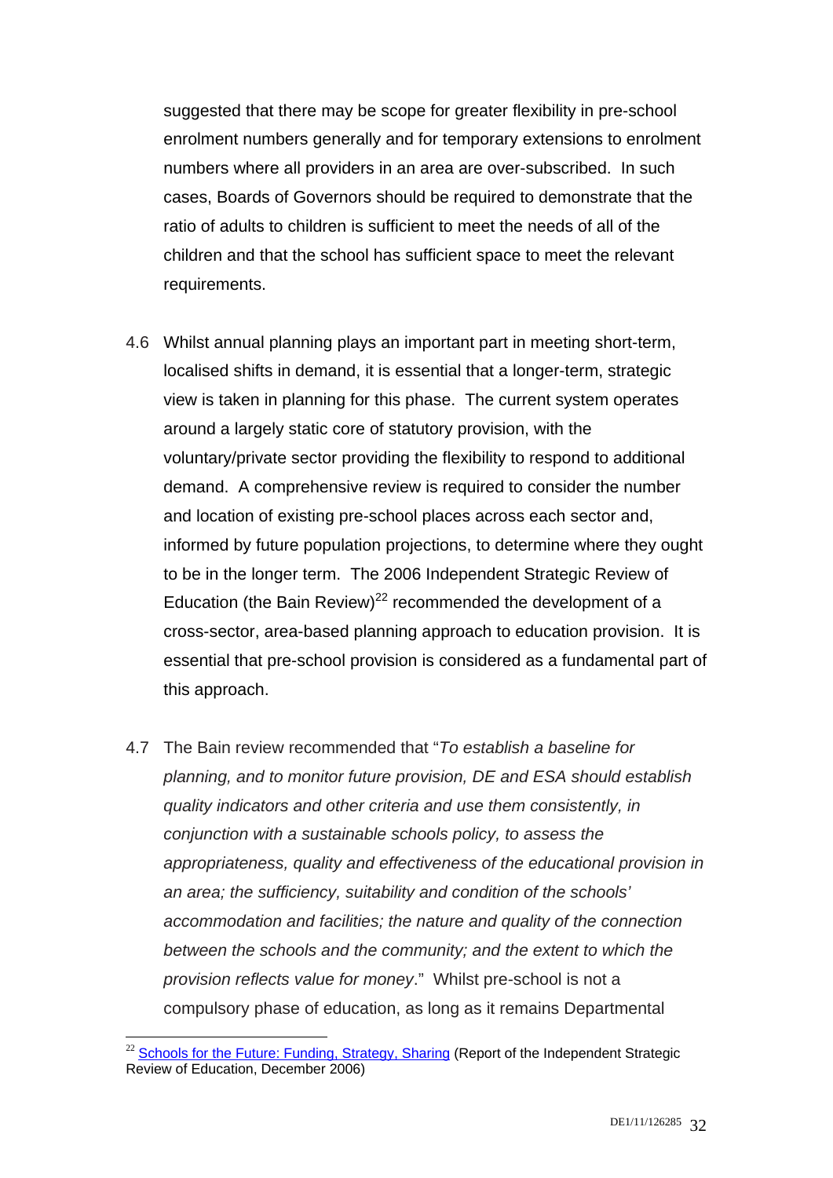suggested that there may be scope for greater flexibility in pre-school enrolment numbers generally and for temporary extensions to enrolment numbers where all providers in an area are over-subscribed. In such cases, Boards of Governors should be required to demonstrate that the ratio of adults to children is sufficient to meet the needs of all of the children and that the school has sufficient space to meet the relevant requirements.

4.6 Whilst annual planning plays an important part in meeting short-term, localised shifts in demand, it is essential that a longer-term, strategic view is taken in planning for this phase. The current system operates around a largely static core of statutory provision, with the voluntary/private sector providing the flexibility to respond to additional demand. A comprehensive review is required to consider the number and location of existing pre-school places across each sector and, informed by future population projections, to determine where they ought to be in the longer term. The 2006 Independent Strategic Review of Education (the Bain Review)[22] recommended the development of a cross-sector, area-based planning approach to education provision. It is essential that pre-school provision is considered as a fundamental part of this approach.

4.7 The Bain review recommended that "*To establish a baseline for planning, and to monitor future provision, DE and ESA should establish quality indicators and other criteria and use them consistently, in conjunction with a sustainable schools policy, to assess the appropriateness, quality and effectiveness of the educational provision in an area; the sufficiency, suitability and condition of the schools' accommodation and facilities; the nature and quality of the connection between the schools and the community; and the extent to which the provision reflects value for money*." Whilst pre-school is not a compulsory phase of education, as long as it remains Departmental

[22] Schools for the Future: Funding, Strategy, Sharing (Report of the Independent Strategic Review of Education, December 2006)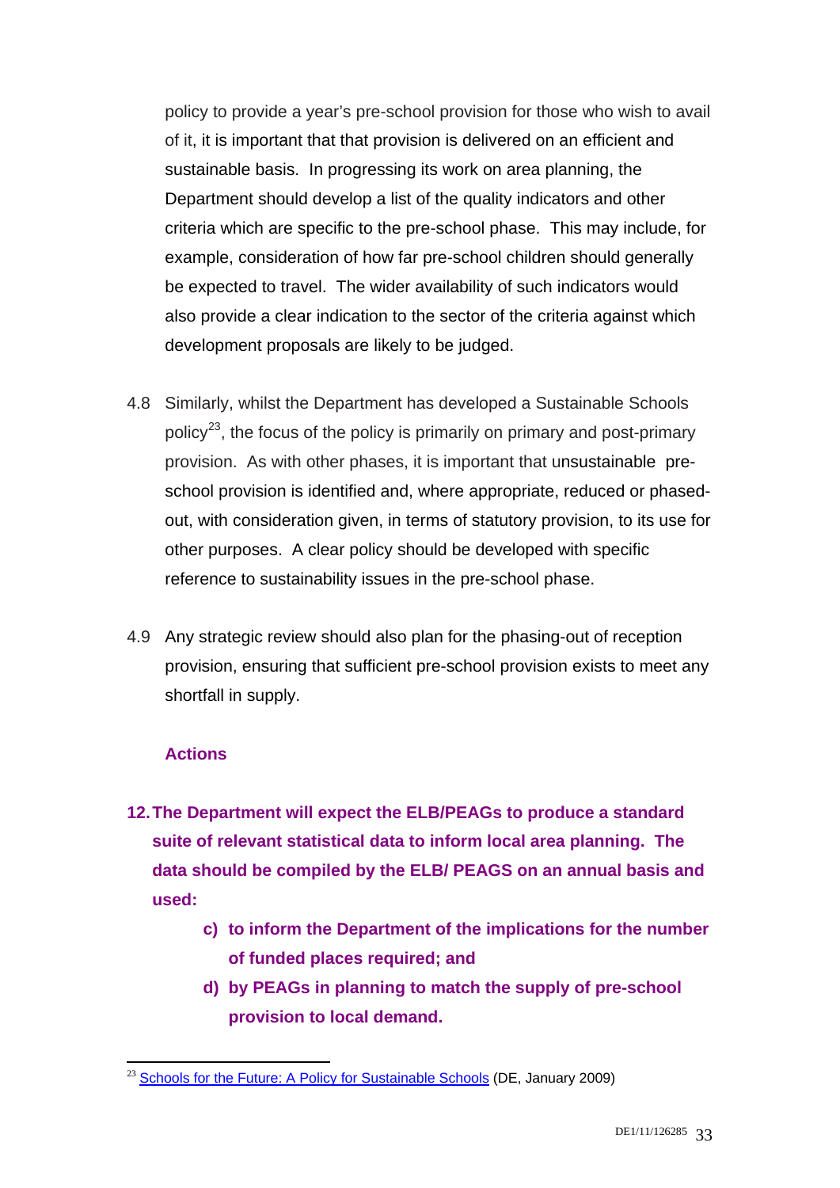policy to provide a year's pre-school provision for those who wish to avail of it, it is important that that provision is delivered on an efficient and sustainable basis. In progressing its work on area planning, the Department should develop a list of the quality indicators and other criteria which are specific to the pre-school phase. This may include, for example, consideration of how far pre-school children should generally be expected to travel. The wider availability of such indicators would also provide a clear indication to the sector of the criteria against which development proposals are likely to be judged.

4.8 Similarly, whilst the Department has developed a Sustainable Schools policy[23], the focus of the policy is primarily on primary and post-primary provision. As with other phases, it is important that unsustainable pre-school provision is identified and, where appropriate, reduced or phased-out, with consideration given, in terms of statutory provision, to its use for other purposes. A clear policy should be developed with specific reference to sustainability issues in the pre-school phase.

4.9 Any strategic review should also plan for the phasing-out of reception provision, ensuring that sufficient pre-school provision exists to meet any shortfall in supply.

**Actions**

**12. The Department will expect the ELB/PEAGs to produce a standard suite of relevant statistical data to inform local area planning. The data should be compiled by the ELB/ PEAGS on an annual basis and used:**

- **c) to inform the Department of the implications for the number of funded places required; and**
- **d) by PEAGs in planning to match the supply of pre-school provision to local demand.**

---

[23] Schools for the Future: A Policy for Sustainable Schools (DE, January 2009)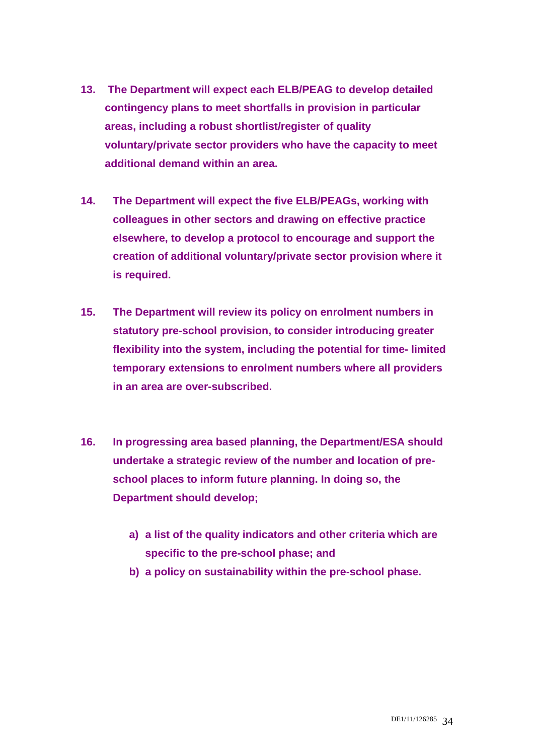13. **The Department will expect each ELB/PEAG to develop detailed contingency plans to meet shortfalls in provision in particular areas, including a robust shortlist/register of quality voluntary/private sector providers who have the capacity to meet additional demand within an area.**

14. **The Department will expect the five ELB/PEAGs, working with colleagues in other sectors and drawing on effective practice elsewhere, to develop a protocol to encourage and support the creation of additional voluntary/private sector provision where it is required.**

15. **The Department will review its policy on enrolment numbers in statutory pre-school provision, to consider introducing greater flexibility into the system, including the potential for time- limited temporary extensions to enrolment numbers where all providers in an area are over-subscribed.**

16. **In progressing area based planning, the Department/ESA should undertake a strategic review of the number and location of pre-school places to inform future planning. In doing so, the Department should develop;**

    a) **a list of the quality indicators and other criteria which are specific to the pre-school phase; and**
    b) **a policy on sustainability within the pre-school phase.**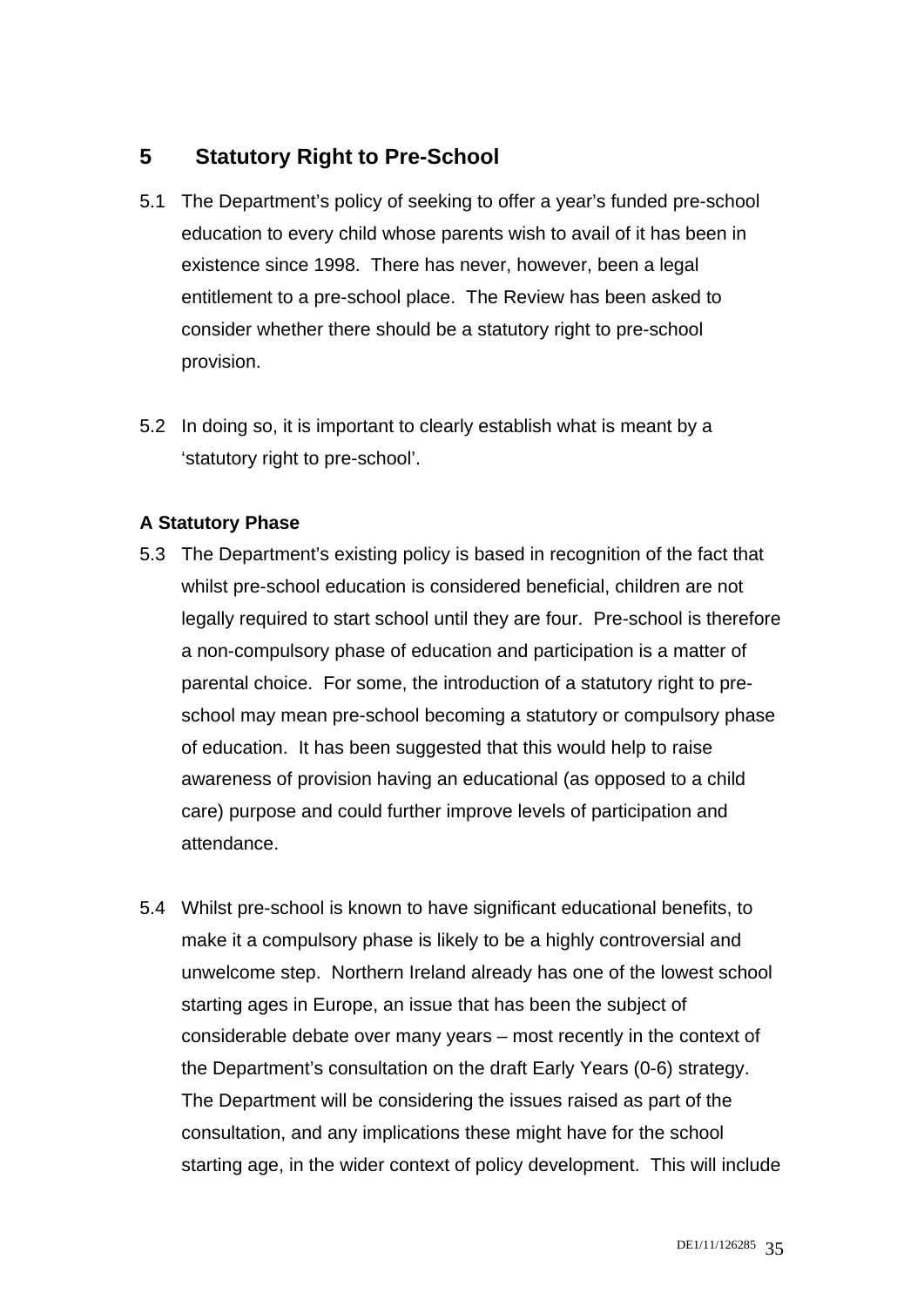## 5 Statutory Right to Pre-School

5.1 The Department's policy of seeking to offer a year's funded pre-school education to every child whose parents wish to avail of it has been in existence since 1998. There has never, however, been a legal entitlement to a pre-school place. The Review has been asked to consider whether there should be a statutory right to pre-school provision.

5.2 In doing so, it is important to clearly establish what is meant by a 'statutory right to pre-school'.

**A Statutory Phase**

5.3 The Department's existing policy is based in recognition of the fact that whilst pre-school education is considered beneficial, children are not legally required to start school until they are four. Pre-school is therefore a non-compulsory phase of education and participation is a matter of parental choice. For some, the introduction of a statutory right to pre-school may mean pre-school becoming a statutory or compulsory phase of education. It has been suggested that this would help to raise awareness of provision having an educational (as opposed to a child care) purpose and could further improve levels of participation and attendance.

5.4 Whilst pre-school is known to have significant educational benefits, to make it a compulsory phase is likely to be a highly controversial and unwelcome step. Northern Ireland already has one of the lowest school starting ages in Europe, an issue that has been the subject of considerable debate over many years – most recently in the context of the Department's consultation on the draft Early Years (0-6) strategy. The Department will be considering the issues raised as part of the consultation, and any implications these might have for the school starting age, in the wider context of policy development. This will include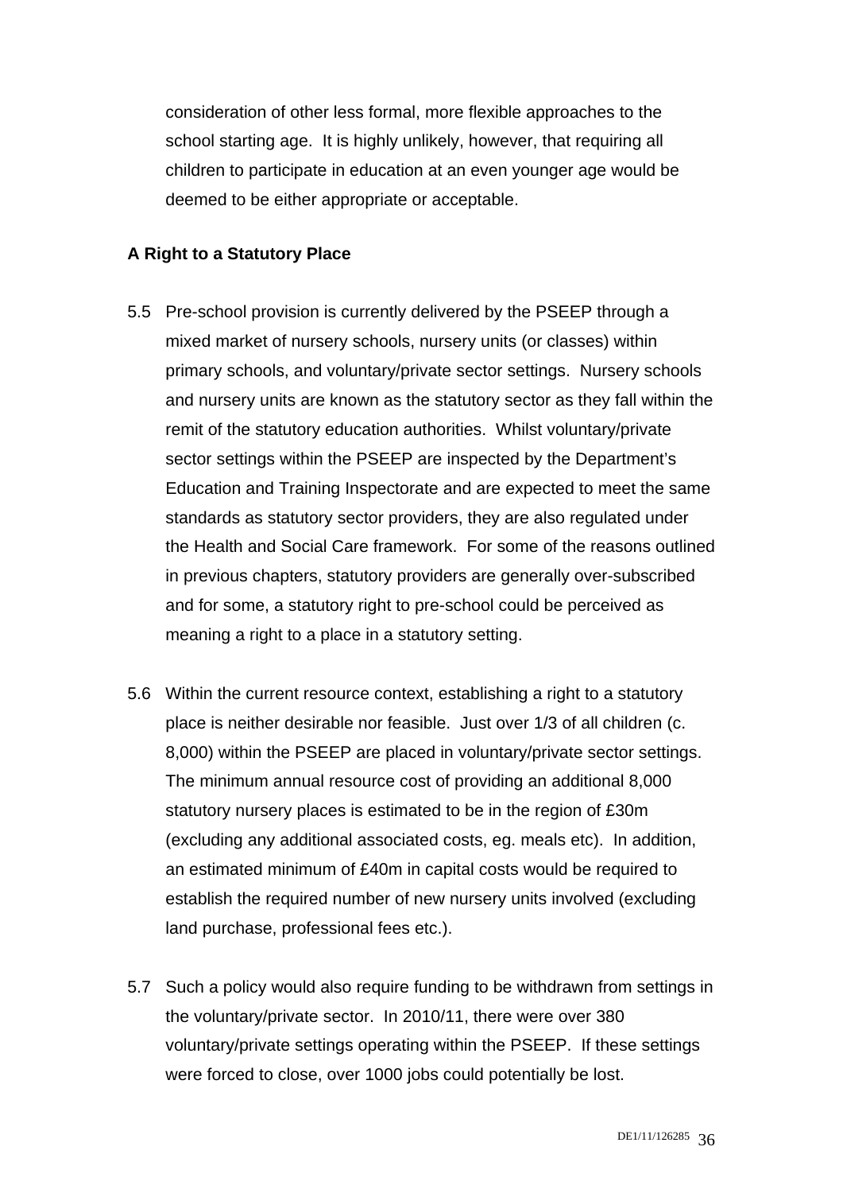consideration of other less formal, more flexible approaches to the school starting age. It is highly unlikely, however, that requiring all children to participate in education at an even younger age would be deemed to be either appropriate or acceptable.

**A Right to a Statutory Place**

5.5 Pre-school provision is currently delivered by the PSEEP through a mixed market of nursery schools, nursery units (or classes) within primary schools, and voluntary/private sector settings. Nursery schools and nursery units are known as the statutory sector as they fall within the remit of the statutory education authorities. Whilst voluntary/private sector settings within the PSEEP are inspected by the Department's Education and Training Inspectorate and are expected to meet the same standards as statutory sector providers, they are also regulated under the Health and Social Care framework. For some of the reasons outlined in previous chapters, statutory providers are generally over-subscribed and for some, a statutory right to pre-school could be perceived as meaning a right to a place in a statutory setting.

5.6 Within the current resource context, establishing a right to a statutory place is neither desirable nor feasible. Just over 1/3 of all children (c. 8,000) within the PSEEP are placed in voluntary/private sector settings. The minimum annual resource cost of providing an additional 8,000 statutory nursery places is estimated to be in the region of £30m (excluding any additional associated costs, eg. meals etc). In addition, an estimated minimum of £40m in capital costs would be required to establish the required number of new nursery units involved (excluding land purchase, professional fees etc.).

5.7 Such a policy would also require funding to be withdrawn from settings in the voluntary/private sector. In 2010/11, there were over 380 voluntary/private settings operating within the PSEEP. If these settings were forced to close, over 1000 jobs could potentially be lost.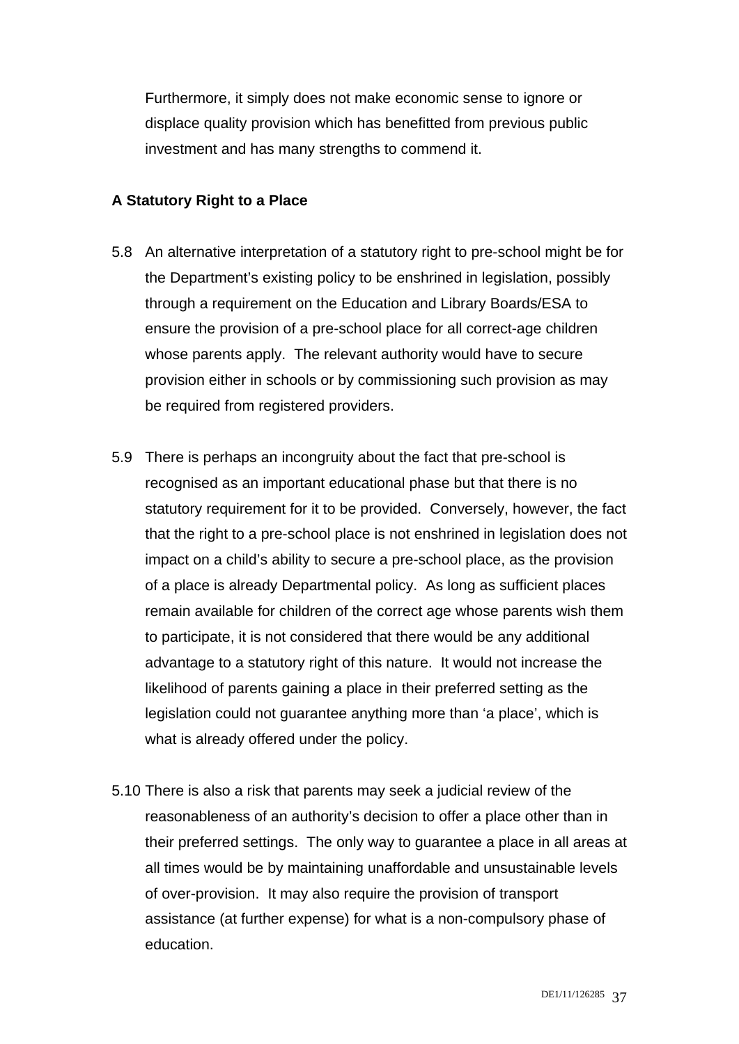Furthermore, it simply does not make economic sense to ignore or displace quality provision which has benefitted from previous public investment and has many strengths to commend it.

**A Statutory Right to a Place**

5.8 An alternative interpretation of a statutory right to pre-school might be for the Department's existing policy to be enshrined in legislation, possibly through a requirement on the Education and Library Boards/ESA to ensure the provision of a pre-school place for all correct-age children whose parents apply. The relevant authority would have to secure provision either in schools or by commissioning such provision as may be required from registered providers.

5.9 There is perhaps an incongruity about the fact that pre-school is recognised as an important educational phase but that there is no statutory requirement for it to be provided. Conversely, however, the fact that the right to a pre-school place is not enshrined in legislation does not impact on a child's ability to secure a pre-school place, as the provision of a place is already Departmental policy. As long as sufficient places remain available for children of the correct age whose parents wish them to participate, it is not considered that there would be any additional advantage to a statutory right of this nature. It would not increase the likelihood of parents gaining a place in their preferred setting as the legislation could not guarantee anything more than 'a place', which is what is already offered under the policy.

5.10 There is also a risk that parents may seek a judicial review of the reasonableness of an authority's decision to offer a place other than in their preferred settings. The only way to guarantee a place in all areas at all times would be by maintaining unaffordable and unsustainable levels of over-provision. It may also require the provision of transport assistance (at further expense) for what is a non-compulsory phase of education.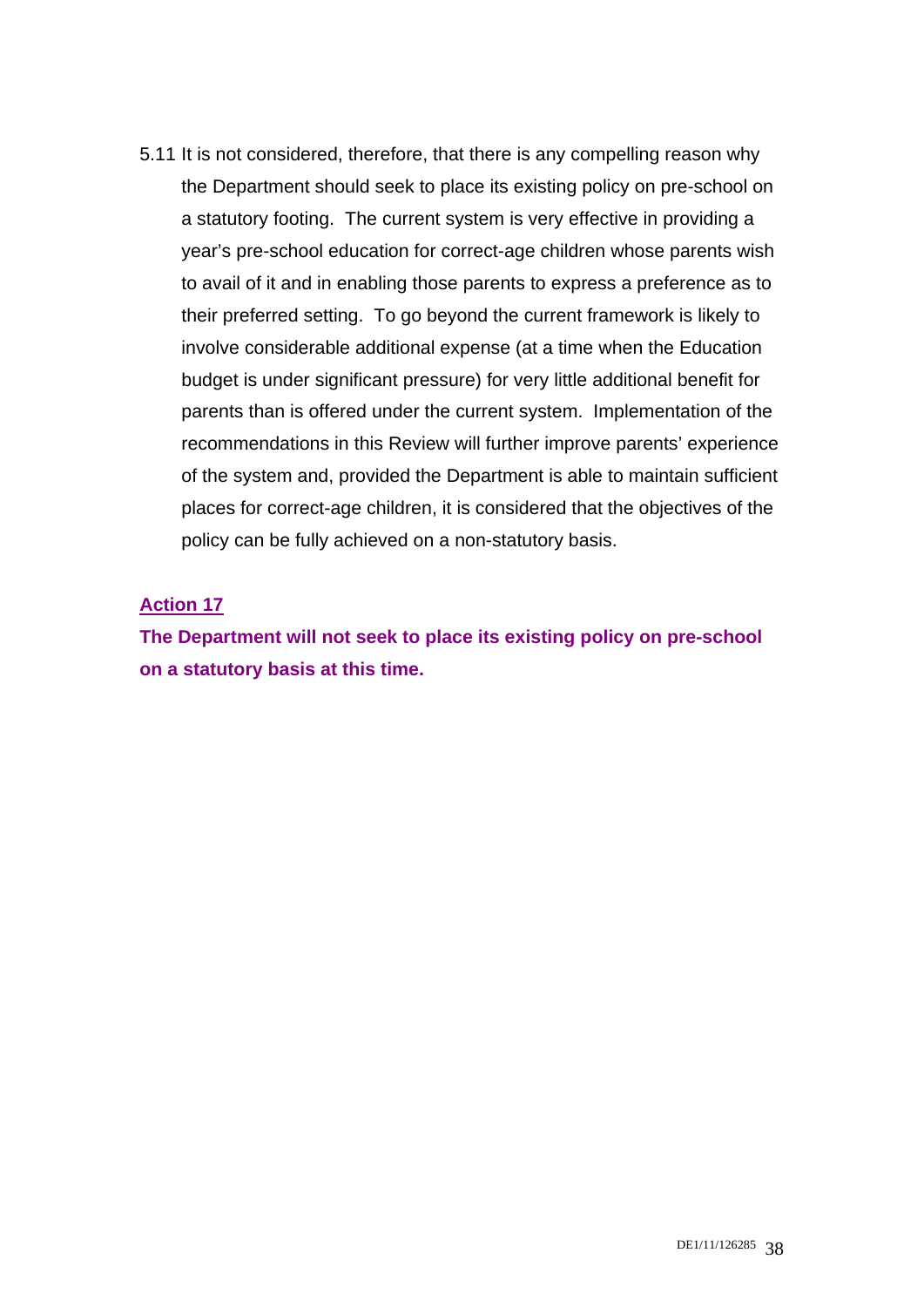5.11 It is not considered, therefore, that there is any compelling reason why the Department should seek to place its existing policy on pre-school on a statutory footing. The current system is very effective in providing a year's pre-school education for correct-age children whose parents wish to avail of it and in enabling those parents to express a preference as to their preferred setting. To go beyond the current framework is likely to involve considerable additional expense (at a time when the Education budget is under significant pressure) for very little additional benefit for parents than is offered under the current system. Implementation of the recommendations in this Review will further improve parents' experience of the system and, provided the Department is able to maintain sufficient places for correct-age children, it is considered that the objectives of the policy can be fully achieved on a non-statutory basis.

**Action 17**

**The Department will not seek to place its existing policy on pre-school on a statutory basis at this time.**

DE1/11/126285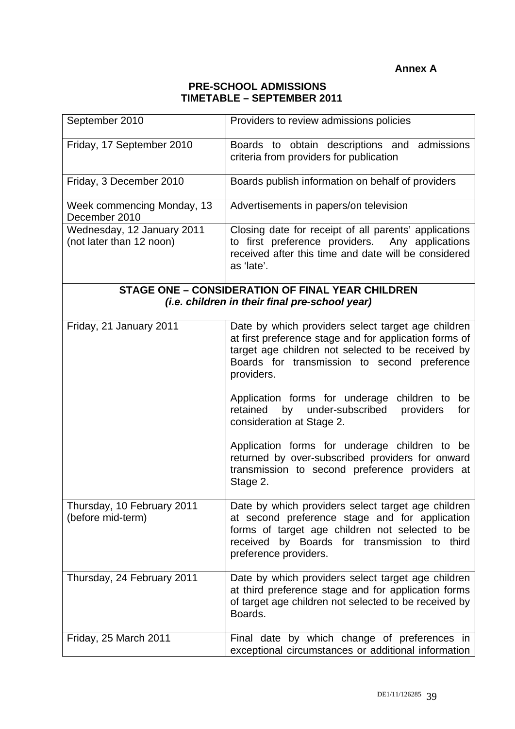**Annex A**

**PRE-SCHOOL ADMISSIONS**
**TIMETABLE – SEPTEMBER 2011**

| | |
|---|---|
| September 2010 | Providers to review admissions policies |
| Friday, 17 September 2010 | Boards to obtain descriptions and admissions criteria from providers for publication |
| Friday, 3 December 2010 | Boards publish information on behalf of providers |
| Week commencing Monday, 13 December 2010 | Advertisements in papers/on television |
| Wednesday, 12 January 2011 (not later than 12 noon) | Closing date for receipt of all parents' applications to first preference providers. Any applications received after this time and date will be considered as 'late'. |
| **STAGE ONE – CONSIDERATION OF FINAL YEAR CHILDREN** ***(i.e. children in their final pre-school year)*** | |
| Friday, 21 January 2011 | Date by which providers select target age children at first preference stage and for application forms of target age children not selected to be received by Boards for transmission to second preference providers.<br><br>Application forms for underage children to be retained by under-subscribed providers for consideration at Stage 2.<br><br>Application forms for underage children to be returned by over-subscribed providers for onward transmission to second preference providers at Stage 2. |
| Thursday, 10 February 2011 (before mid-term) | Date by which providers select target age children at second preference stage and for application forms of target age children not selected to be received by Boards for transmission to third preference providers. |
| Thursday, 24 February 2011 | Date by which providers select target age children at third preference stage and for application forms of target age children not selected to be received by Boards. |
| Friday, 25 March 2011 | Final date by which change of preferences in exceptional circumstances or additional information |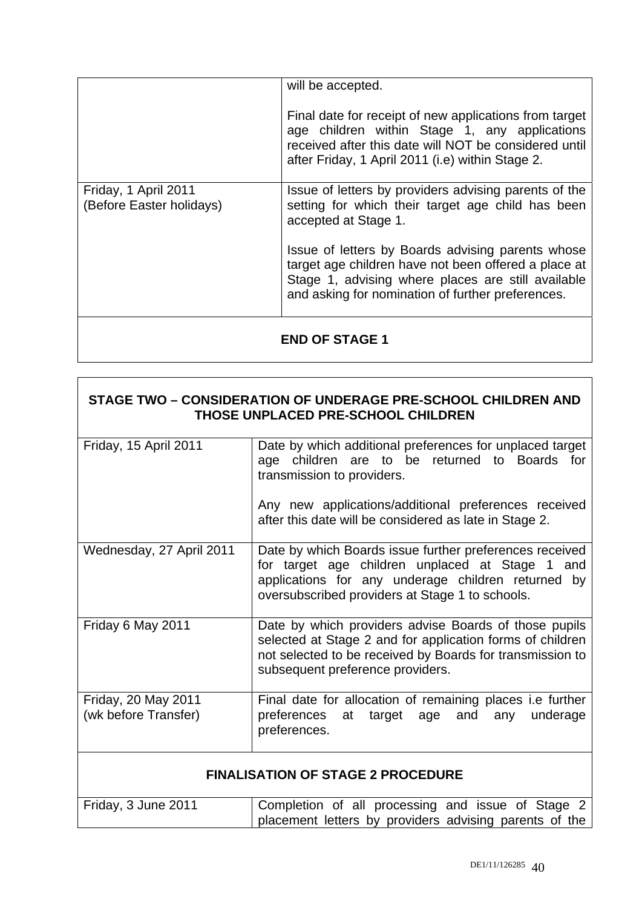| | |
|---|---|
| | will be accepted.<br><br>Final date for receipt of new applications from target age children within Stage 1, any applications received after this date will NOT be considered until after Friday, 1 April 2011 (i.e) within Stage 2. |
| Friday, 1 April 2011 (Before Easter holidays) | Issue of letters by providers advising parents of the setting for which their target age child has been accepted at Stage 1.<br><br>Issue of letters by Boards advising parents whose target age children have not been offered a place at Stage 1, advising where places are still available and asking for nomination of further preferences. |

**END OF STAGE 1**

**STAGE TWO – CONSIDERATION OF UNDERAGE PRE-SCHOOL CHILDREN AND THOSE UNPLACED PRE-SCHOOL CHILDREN**

| | |
|---|---|
| Friday, 15 April 2011 | Date by which additional preferences for unplaced target age children are to be returned to Boards for transmission to providers.<br><br>Any new applications/additional preferences received after this date will be considered as late in Stage 2. |
| Wednesday, 27 April 2011 | Date by which Boards issue further preferences received for target age children unplaced at Stage 1 and applications for any underage children returned by oversubscribed providers at Stage 1 to schools. |
| Friday 6 May 2011 | Date by which providers advise Boards of those pupils selected at Stage 2 and for application forms of children not selected to be received by Boards for transmission to subsequent preference providers. |
| Friday, 20 May 2011 (wk before Transfer) | Final date for allocation of remaining places i.e further preferences at target age and any underage preferences. |

**FINALISATION OF STAGE 2 PROCEDURE**

| | |
|---|---|
| Friday, 3 June 2011 | Completion of all processing and issue of Stage 2 placement letters by providers advising parents of the |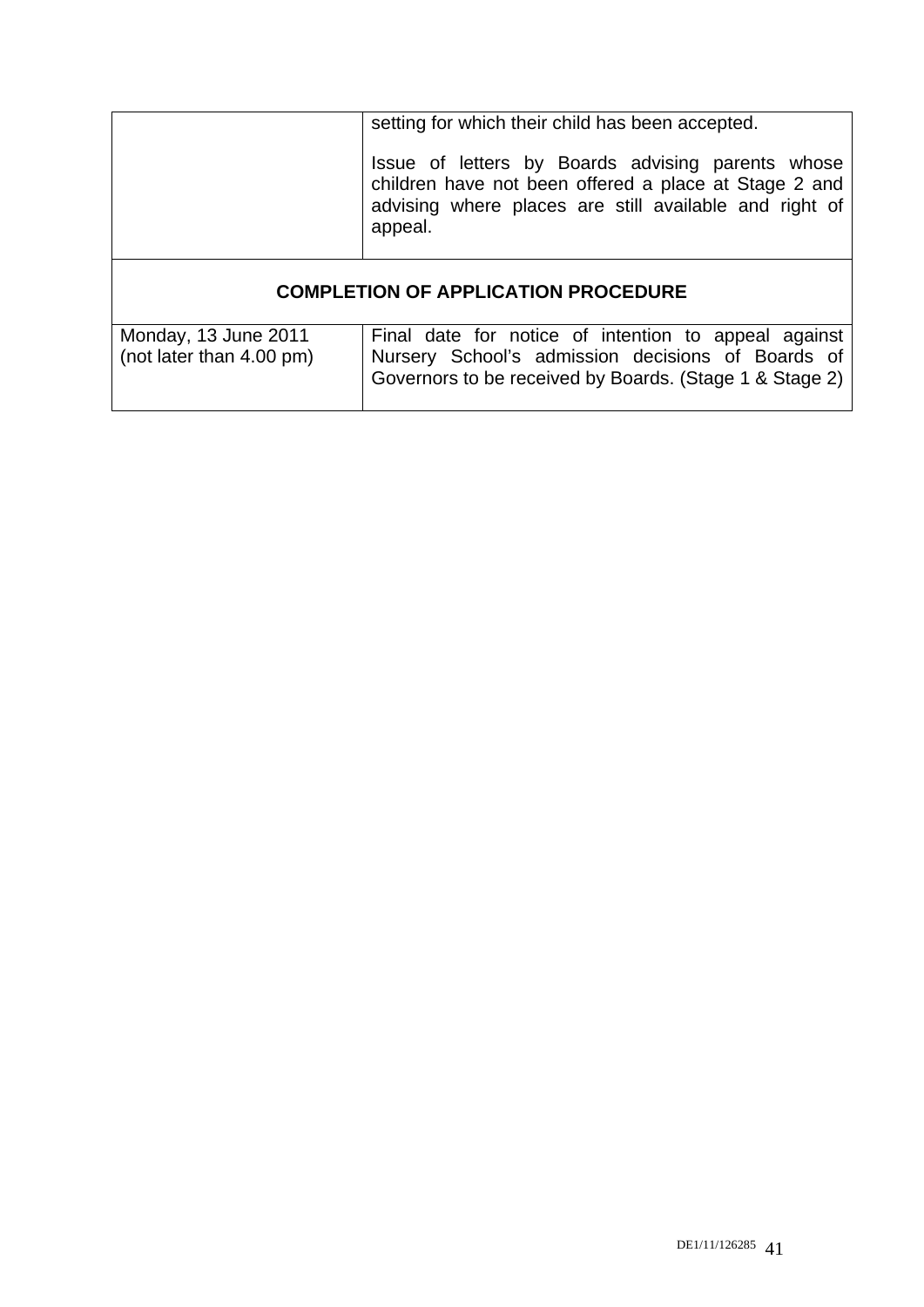| | |
|---|---|
| | setting for which their child has been accepted.<br><br>Issue of letters by Boards advising parents whose children have not been offered a place at Stage 2 and advising where places are still available and right of appeal. |
| **COMPLETION OF APPLICATION PROCEDURE** | |
| Monday, 13 June 2011 (not later than 4.00 pm) | Final date for notice of intention to appeal against Nursery School's admission decisions of Boards of Governors to be received by Boards. (Stage 1 & Stage 2) |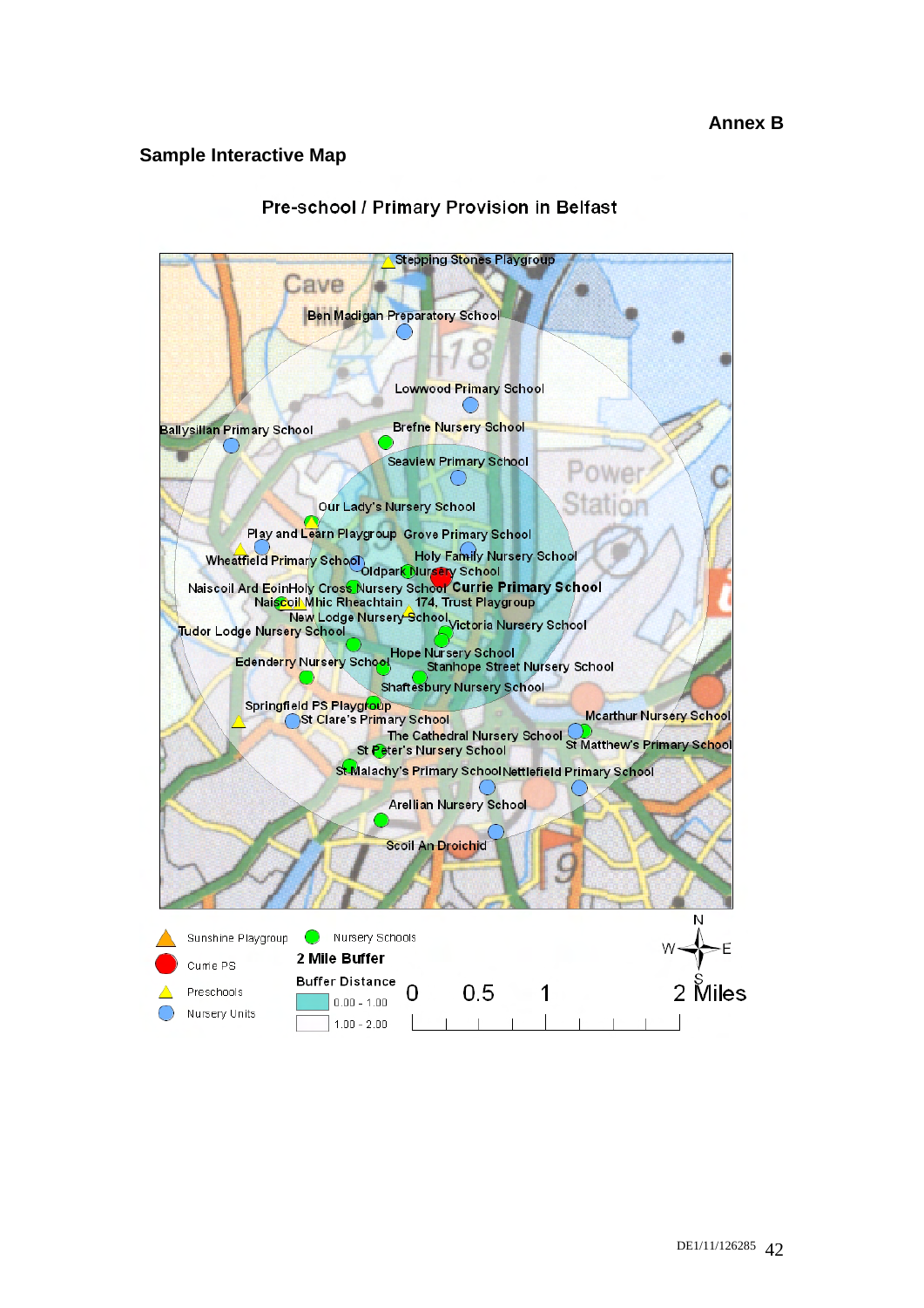**Annex B**

## Sample Interactive Map

### Pre-school / Primary Provision in Belfast

Stepping Stones Playgroup

Ben Madigan Preparatory School

Lowwood Primary School

Ballysillan Primary School

Brefne Nursery School

Seaview Primary School

Our Lady's Nursery School

Play and Learn Playgroup

Grove Primary School

Wheatfield Primary School

Holy Family Nursery School

Oldpark Nursery School

Naiscoil Ard Eoin

Holy Cross Nursery School

**Currie Primary School**

Naiscoil Mhic Reachtain

174, Trust Playgroup

New Lodge Nursery School

Tudor Lodge Nursery School

Victoria Nursery School

Hope Nursery School

Edenderry Nursery School

Stanhope Street Nursery School

Shaftesbury Nursery School

Springfield PS Playgroup

St Clare's Primary School

Mcarthur Nursery School

The Cathedral Nursery School

St Matthew's Primary School

St Peter's Nursery School

St Malachy's Primary School

Nettlefield Primary School

Arellian Nursery School

Scoil An Droichid

Sunshine Playgroup

Currie PS

Preschools

Nursery Units

Nursery Schools

**2 Mile Buffer**

**Buffer Distance**

0.00 - 1.00

1.00 - 2.00

0 0.5 1 2 Miles

N W E S

DE1/11/126285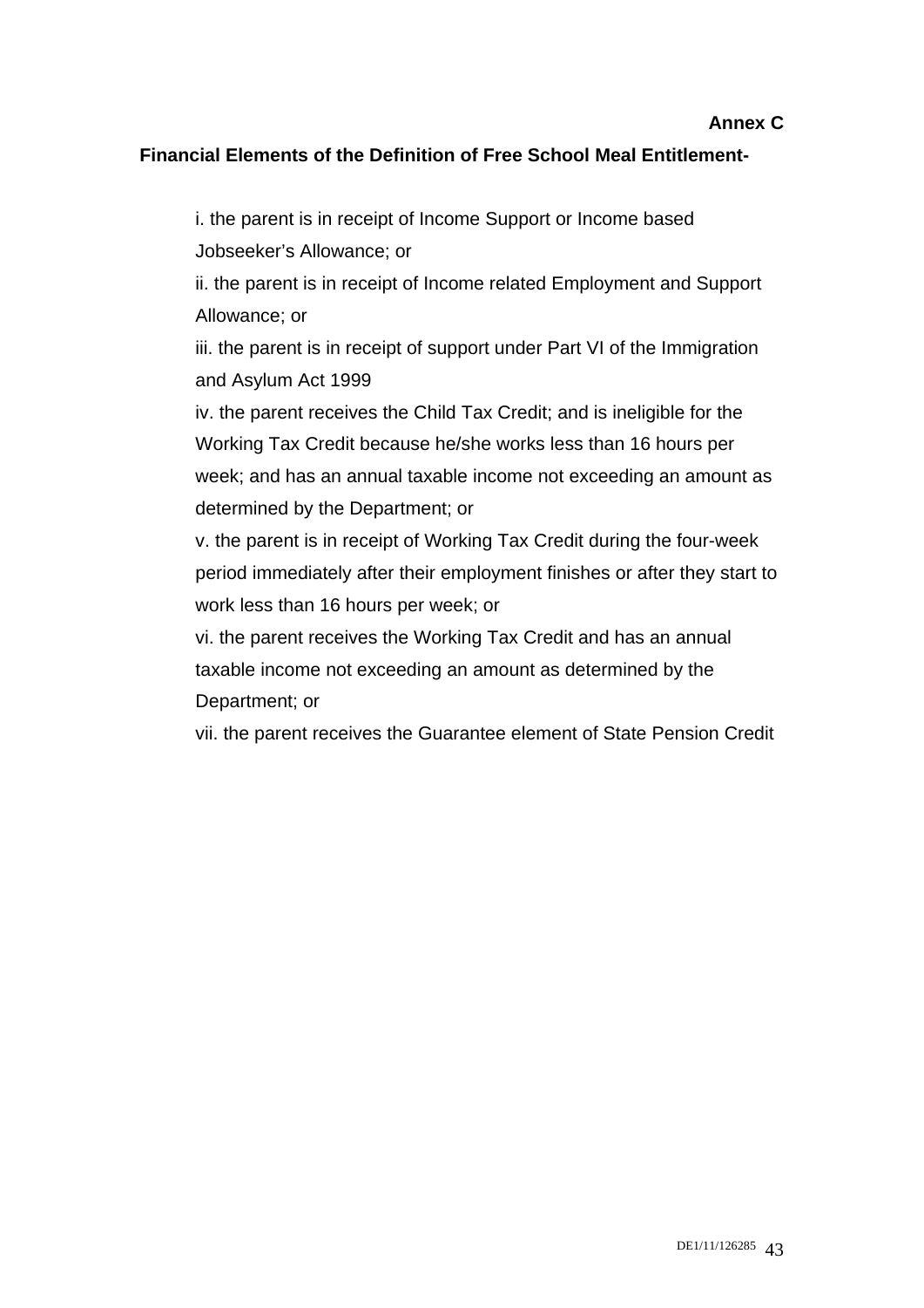**Annex C**

**Financial Elements of the Definition of Free School Meal Entitlement-**

i. the parent is in receipt of Income Support or Income based Jobseeker's Allowance; or

ii. the parent is in receipt of Income related Employment and Support Allowance; or

iii. the parent is in receipt of support under Part VI of the Immigration and Asylum Act 1999

iv. the parent receives the Child Tax Credit; and is ineligible for the Working Tax Credit because he/she works less than 16 hours per week; and has an annual taxable income not exceeding an amount as determined by the Department; or

v. the parent is in receipt of Working Tax Credit during the four-week period immediately after their employment finishes or after they start to work less than 16 hours per week; or

vi. the parent receives the Working Tax Credit and has an annual taxable income not exceeding an amount as determined by the Department; or

vii. the parent receives the Guarantee element of State Pension Credit

DE1/11/126285